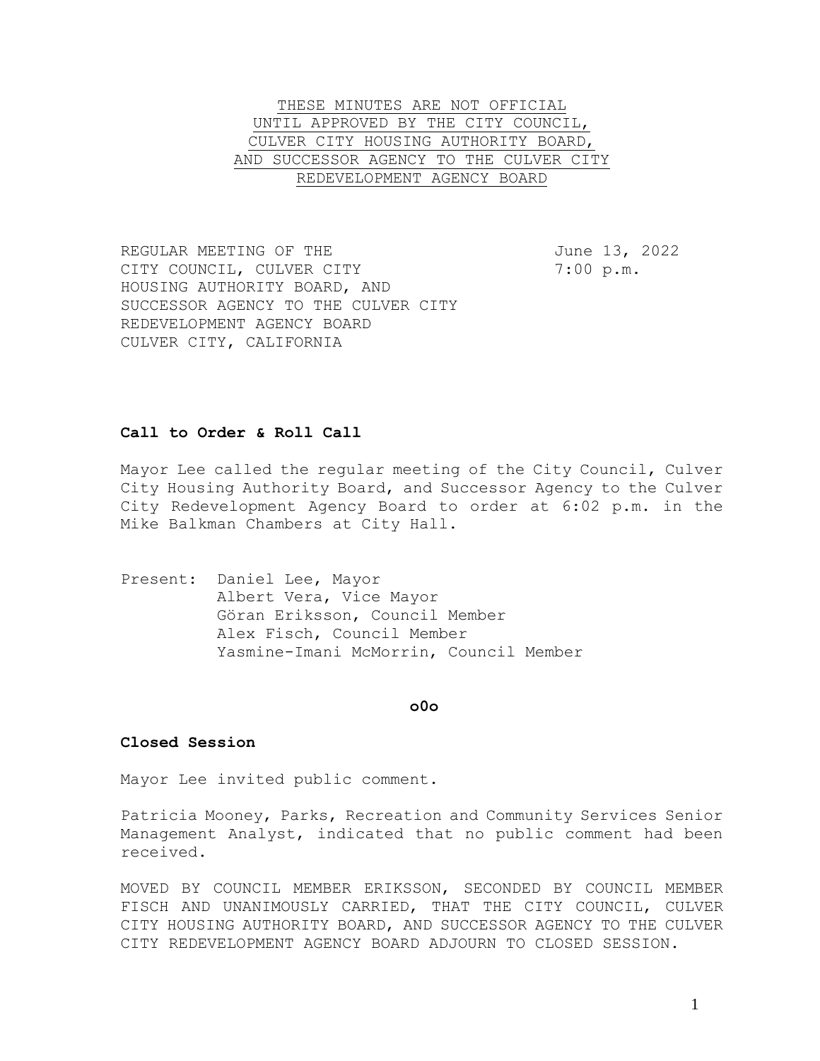THESE MINUTES ARE NOT OFFICIAL
UNTIL APPROVED BY THE CITY COUNCIL,
CULVER CITY HOUSING AUTHORITY BOARD,
AND SUCCESSOR AGENCY TO THE CULVER CITY
REDEVELOPMENT AGENCY BOARD

REGULAR MEETING OF THE
CITY COUNCIL, CULVER CITY
HOUSING AUTHORITY BOARD, AND
SUCCESSOR AGENCY TO THE CULVER CITY
REDEVELOPMENT AGENCY BOARD
CULVER CITY, CALIFORNIA

June 13, 2022
7:00 p.m.

**Call to Order & Roll Call**

Mayor Lee called the regular meeting of the City Council, Culver City Housing Authority Board, and Successor Agency to the Culver City Redevelopment Agency Board to order at 6:02 p.m. in the Mike Balkman Chambers at City Hall.

Present: Daniel Lee, Mayor
Albert Vera, Vice Mayor
Göran Eriksson, Council Member
Alex Fisch, Council Member
Yasmine-Imani McMorrin, Council Member

**o0o**

**Closed Session**

Mayor Lee invited public comment.

Patricia Mooney, Parks, Recreation and Community Services Senior Management Analyst, indicated that no public comment had been received.

MOVED BY COUNCIL MEMBER ERIKSSON, SECONDED BY COUNCIL MEMBER FISCH AND UNANIMOUSLY CARRIED, THAT THE CITY COUNCIL, CULVER CITY HOUSING AUTHORITY BOARD, AND SUCCESSOR AGENCY TO THE CULVER CITY REDEVELOPMENT AGENCY BOARD ADJOURN TO CLOSED SESSION.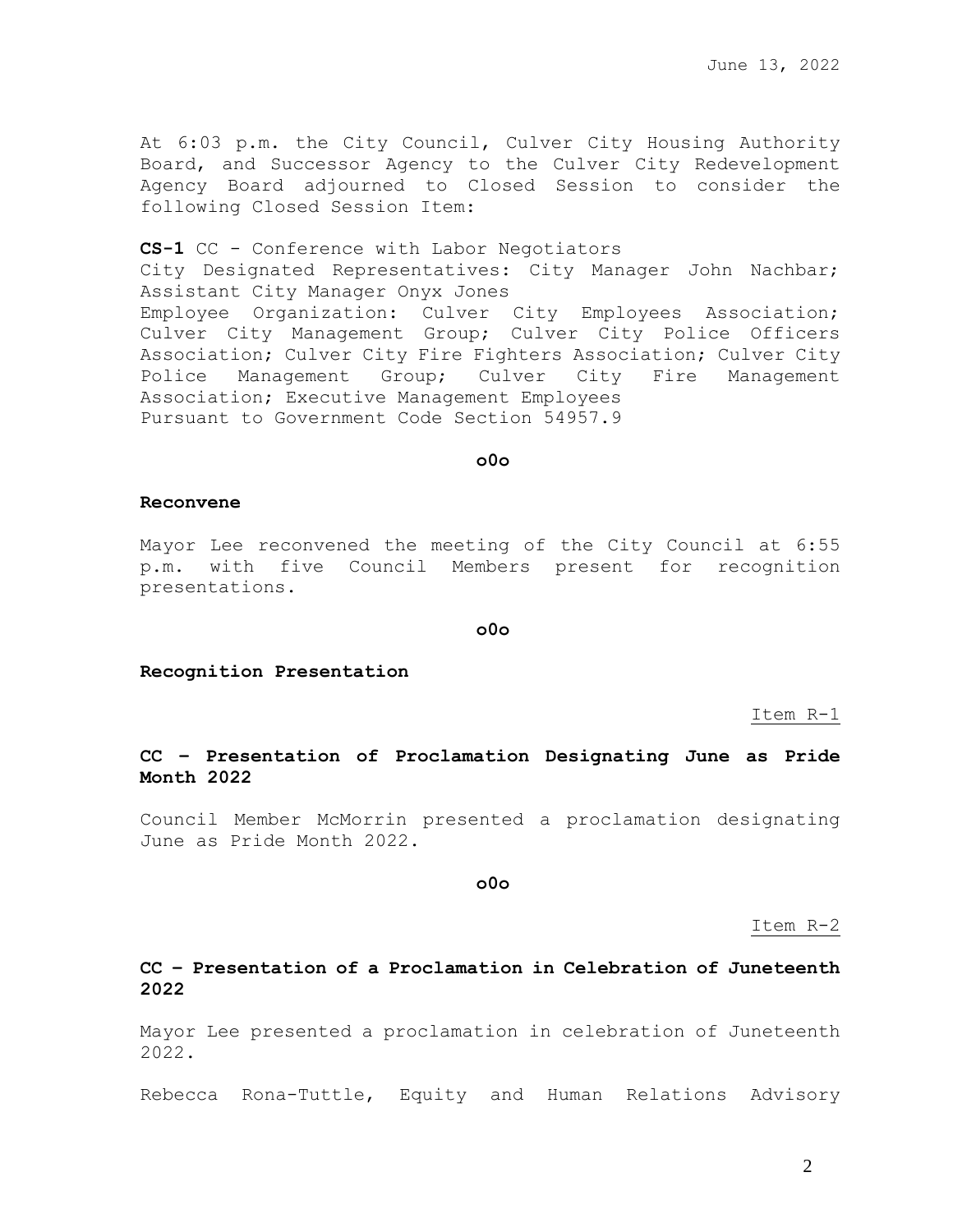At 6:03 p.m. the City Council, Culver City Housing Authority Board, and Successor Agency to the Culver City Redevelopment Agency Board adjourned to Closed Session to consider the following Closed Session Item:

**CS-1** CC - Conference with Labor Negotiators
City Designated Representatives: City Manager John Nachbar; Assistant City Manager Onyx Jones
Employee Organization: Culver City Employees Association; Culver City Management Group; Culver City Police Officers Association; Culver City Fire Fighters Association; Culver City Police Management Group; Culver City Fire Management Association; Executive Management Employees
Pursuant to Government Code Section 54957.9

**o0o**

**Reconvene**

Mayor Lee reconvened the meeting of the City Council at 6:55 p.m. with five Council Members present for recognition presentations.

**o0o**

**Recognition Presentation**

Item R-1

**CC – Presentation of Proclamation Designating June as Pride Month 2022**

Council Member McMorrin presented a proclamation designating June as Pride Month 2022.

**o0o**

Item R-2

**CC – Presentation of a Proclamation in Celebration of Juneteenth 2022**

Mayor Lee presented a proclamation in celebration of Juneteenth 2022.

Rebecca Rona-Tuttle, Equity and Human Relations Advisory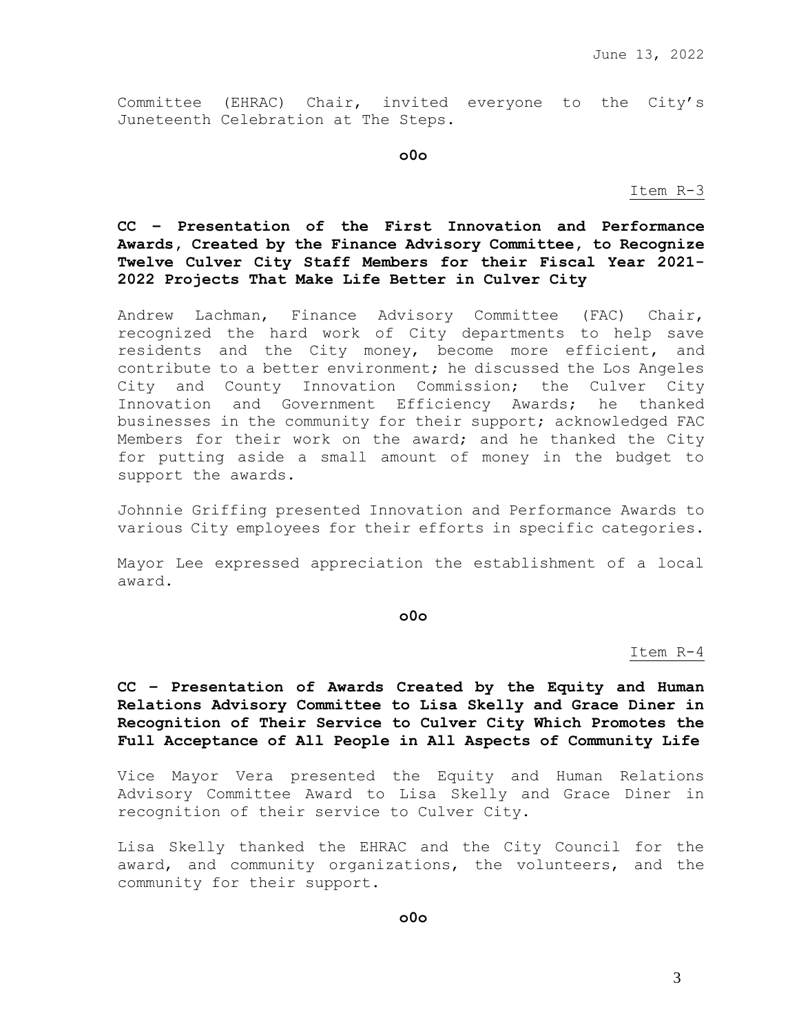Committee (EHRAC) Chair, invited everyone to the City's Juneteenth Celebration at The Steps.

**o0o**

Item R-3

**CC – Presentation of the First Innovation and Performance Awards, Created by the Finance Advisory Committee, to Recognize Twelve Culver City Staff Members for their Fiscal Year 2021-2022 Projects That Make Life Better in Culver City**

Andrew Lachman, Finance Advisory Committee (FAC) Chair, recognized the hard work of City departments to help save residents and the City money, become more efficient, and contribute to a better environment; he discussed the Los Angeles City and County Innovation Commission; the Culver City Innovation and Government Efficiency Awards; he thanked businesses in the community for their support; acknowledged FAC Members for their work on the award; and he thanked the City for putting aside a small amount of money in the budget to support the awards.

Johnnie Griffing presented Innovation and Performance Awards to various City employees for their efforts in specific categories.

Mayor Lee expressed appreciation the establishment of a local award.

**o0o**

Item R-4

**CC – Presentation of Awards Created by the Equity and Human Relations Advisory Committee to Lisa Skelly and Grace Diner in Recognition of Their Service to Culver City Which Promotes the Full Acceptance of All People in All Aspects of Community Life**

Vice Mayor Vera presented the Equity and Human Relations Advisory Committee Award to Lisa Skelly and Grace Diner in recognition of their service to Culver City.

Lisa Skelly thanked the EHRAC and the City Council for the award, and community organizations, the volunteers, and the community for their support.

**o0o**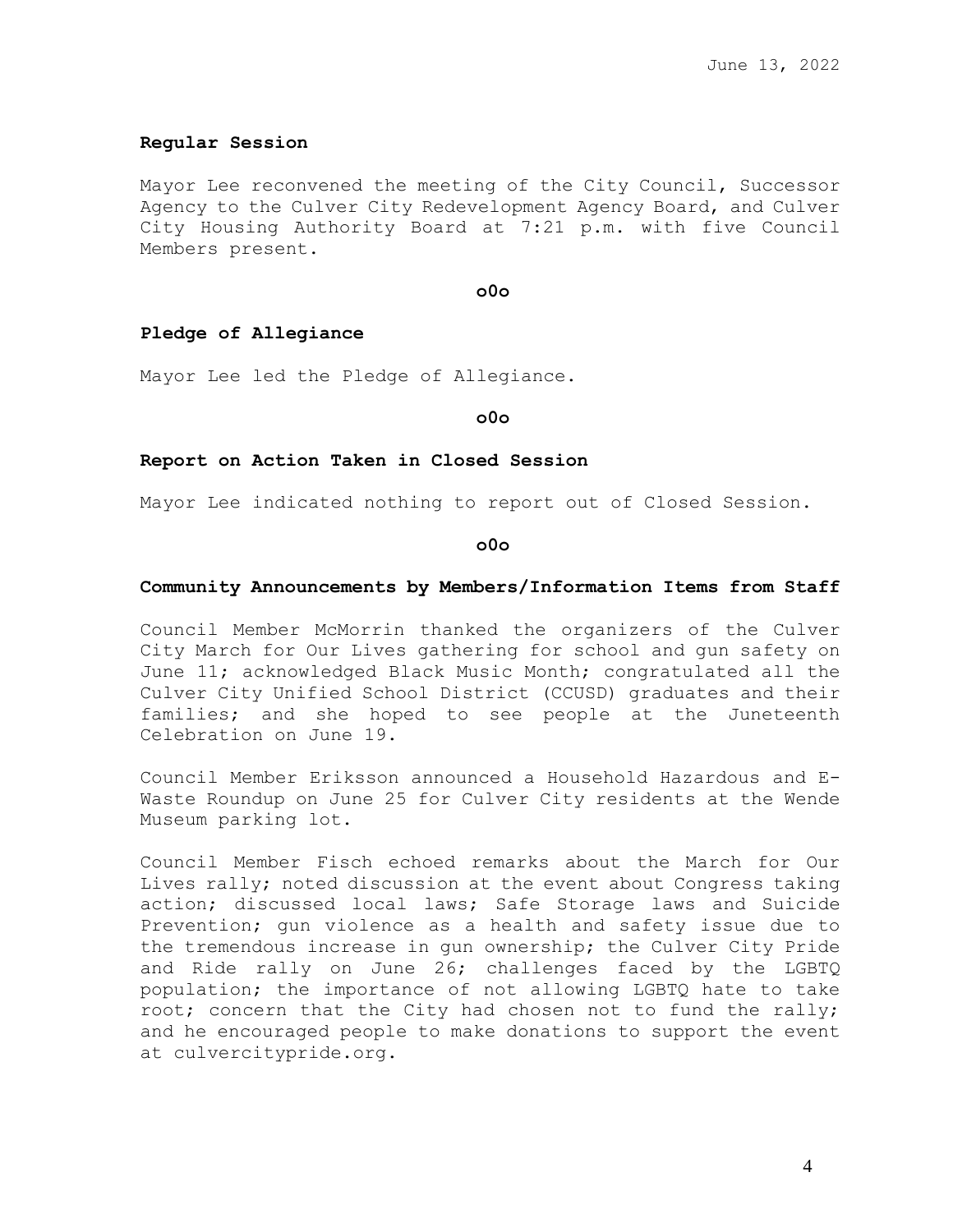June 13, 2022

**Regular Session**

Mayor Lee reconvened the meeting of the City Council, Successor Agency to the Culver City Redevelopment Agency Board, and Culver City Housing Authority Board at 7:21 p.m. with five Council Members present.

**o0o**

**Pledge of Allegiance**

Mayor Lee led the Pledge of Allegiance.

**o0o**

**Report on Action Taken in Closed Session**

Mayor Lee indicated nothing to report out of Closed Session.

**o0o**

**Community Announcements by Members/Information Items from Staff**

Council Member McMorrin thanked the organizers of the Culver City March for Our Lives gathering for school and gun safety on June 11; acknowledged Black Music Month; congratulated all the Culver City Unified School District (CCUSD) graduates and their families; and she hoped to see people at the Juneteenth Celebration on June 19.

Council Member Eriksson announced a Household Hazardous and E-Waste Roundup on June 25 for Culver City residents at the Wende Museum parking lot.

Council Member Fisch echoed remarks about the March for Our Lives rally; noted discussion at the event about Congress taking action; discussed local laws; Safe Storage laws and Suicide Prevention; gun violence as a health and safety issue due to the tremendous increase in gun ownership; the Culver City Pride and Ride rally on June 26; challenges faced by the LGBTQ population; the importance of not allowing LGBTQ hate to take root; concern that the City had chosen not to fund the rally; and he encouraged people to make donations to support the event at culvercitypride.org.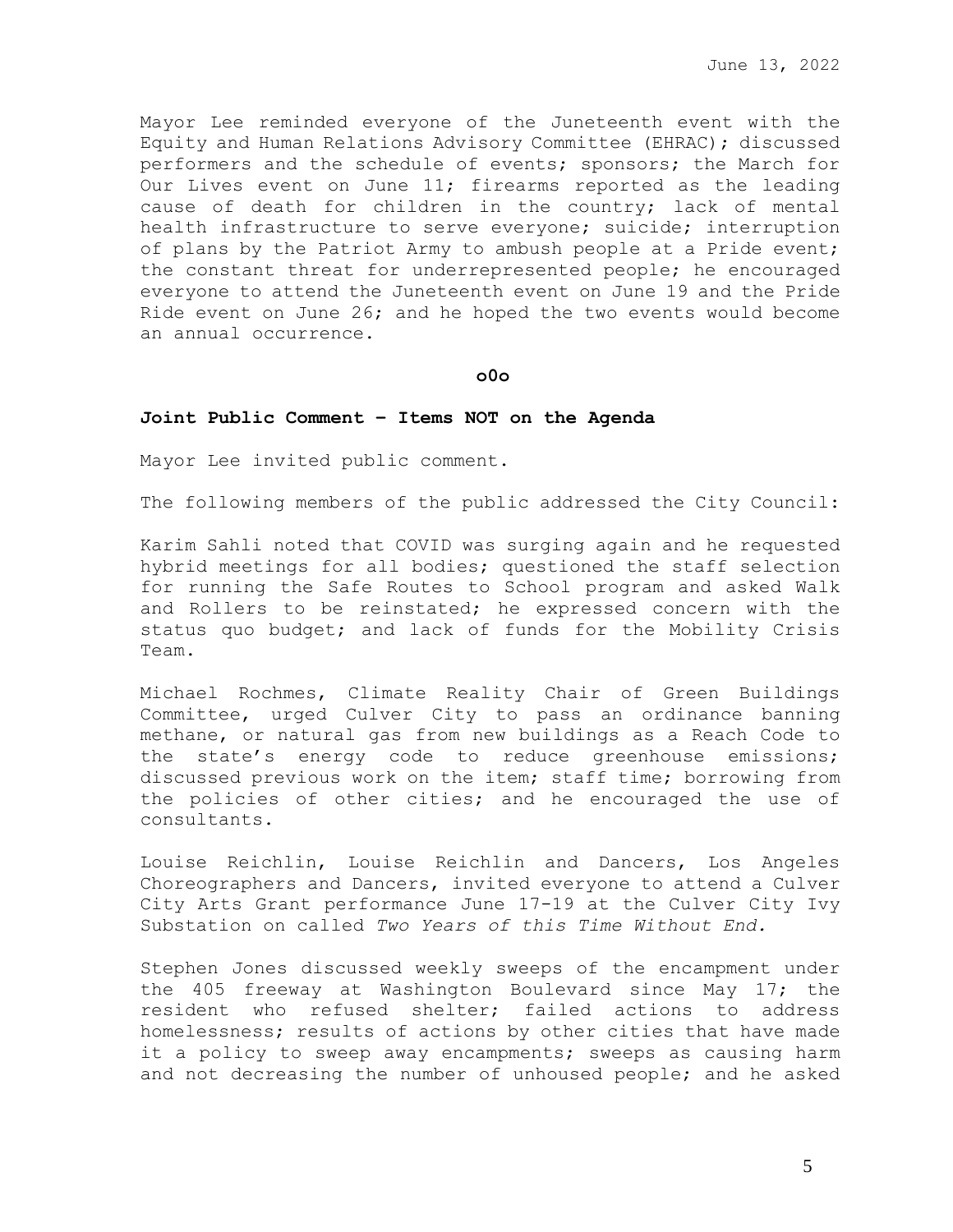Mayor Lee reminded everyone of the Juneteenth event with the Equity and Human Relations Advisory Committee (EHRAC); discussed performers and the schedule of events; sponsors; the March for Our Lives event on June 11; firearms reported as the leading cause of death for children in the country; lack of mental health infrastructure to serve everyone; suicide; interruption of plans by the Patriot Army to ambush people at a Pride event; the constant threat for underrepresented people; he encouraged everyone to attend the Juneteenth event on June 19 and the Pride Ride event on June 26; and he hoped the two events would become an annual occurrence.

**o0o**

**Joint Public Comment – Items NOT on the Agenda**

Mayor Lee invited public comment.

The following members of the public addressed the City Council:

Karim Sahli noted that COVID was surging again and he requested hybrid meetings for all bodies; questioned the staff selection for running the Safe Routes to School program and asked Walk and Rollers to be reinstated; he expressed concern with the status quo budget; and lack of funds for the Mobility Crisis Team.

Michael Rochmes, Climate Reality Chair of Green Buildings Committee, urged Culver City to pass an ordinance banning methane, or natural gas from new buildings as a Reach Code to the state's energy code to reduce greenhouse emissions; discussed previous work on the item; staff time; borrowing from the policies of other cities; and he encouraged the use of consultants.

Louise Reichlin, Louise Reichlin and Dancers, Los Angeles Choreographers and Dancers, invited everyone to attend a Culver City Arts Grant performance June 17-19 at the Culver City Ivy Substation on called *Two Years of this Time Without End.*

Stephen Jones discussed weekly sweeps of the encampment under the 405 freeway at Washington Boulevard since May 17; the resident who refused shelter; failed actions to address homelessness; results of actions by other cities that have made it a policy to sweep away encampments; sweeps as causing harm and not decreasing the number of unhoused people; and he asked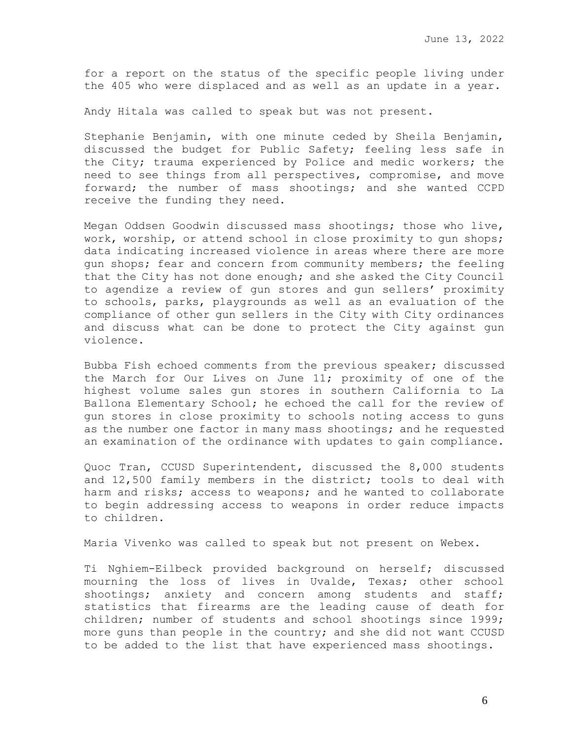for a report on the status of the specific people living under the 405 who were displaced and as well as an update in a year.

Andy Hitala was called to speak but was not present.

Stephanie Benjamin, with one minute ceded by Sheila Benjamin, discussed the budget for Public Safety; feeling less safe in the City; trauma experienced by Police and medic workers; the need to see things from all perspectives, compromise, and move forward; the number of mass shootings; and she wanted CCPD receive the funding they need.

Megan Oddsen Goodwin discussed mass shootings; those who live, work, worship, or attend school in close proximity to gun shops; data indicating increased violence in areas where there are more gun shops; fear and concern from community members; the feeling that the City has not done enough; and she asked the City Council to agendize a review of gun stores and gun sellers' proximity to schools, parks, playgrounds as well as an evaluation of the compliance of other gun sellers in the City with City ordinances and discuss what can be done to protect the City against gun violence.

Bubba Fish echoed comments from the previous speaker; discussed the March for Our Lives on June 11; proximity of one of the highest volume sales gun stores in southern California to La Ballona Elementary School; he echoed the call for the review of gun stores in close proximity to schools noting access to guns as the number one factor in many mass shootings; and he requested an examination of the ordinance with updates to gain compliance.

Quoc Tran, CCUSD Superintendent, discussed the 8,000 students and 12,500 family members in the district; tools to deal with harm and risks; access to weapons; and he wanted to collaborate to begin addressing access to weapons in order reduce impacts to children.

Maria Vivenko was called to speak but not present on Webex.

Ti Nghiem-Eilbeck provided background on herself; discussed mourning the loss of lives in Uvalde, Texas; other school shootings; anxiety and concern among students and staff; statistics that firearms are the leading cause of death for children; number of students and school shootings since 1999; more guns than people in the country; and she did not want CCUSD to be added to the list that have experienced mass shootings.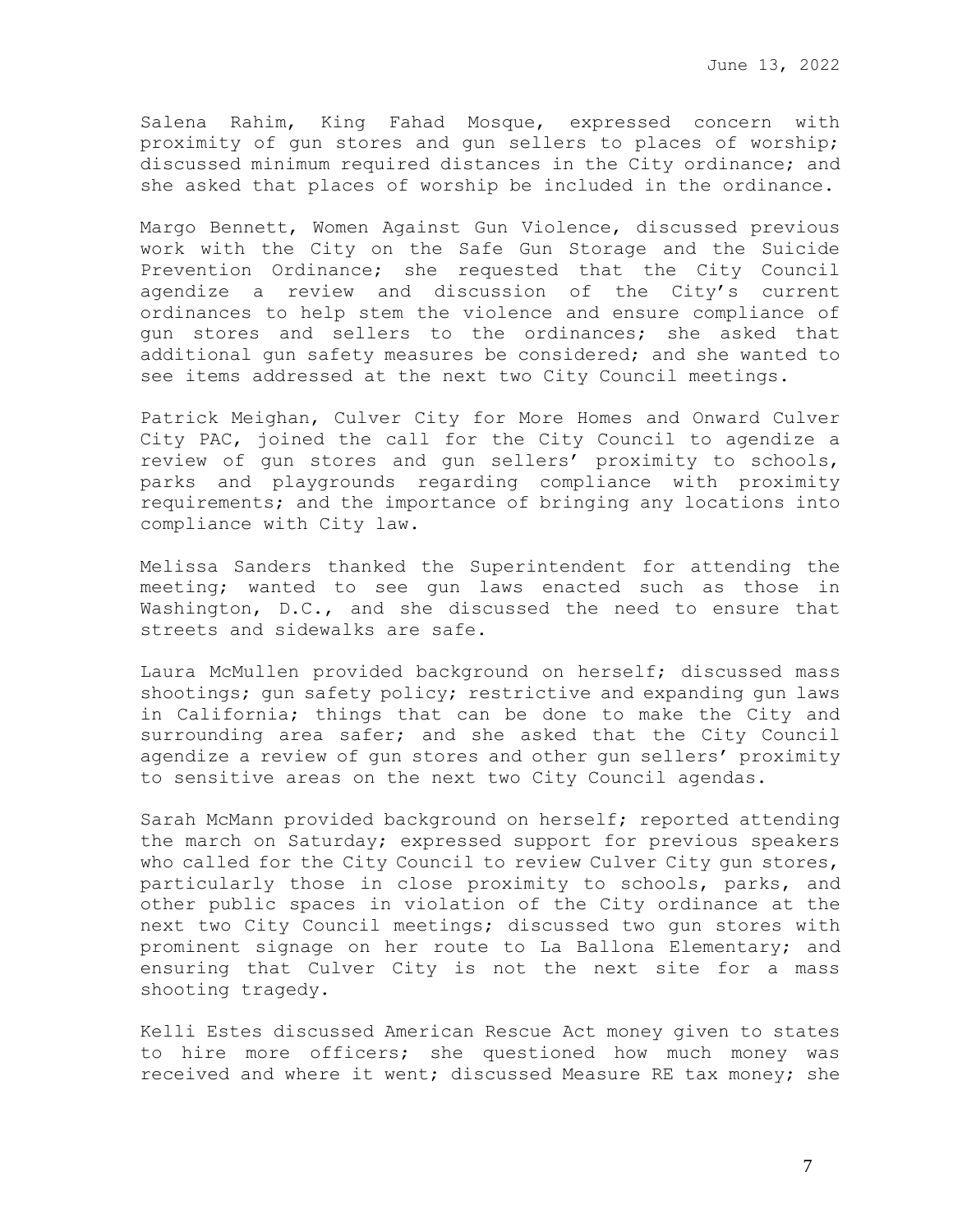Salena Rahim, King Fahad Mosque, expressed concern with proximity of gun stores and gun sellers to places of worship; discussed minimum required distances in the City ordinance; and she asked that places of worship be included in the ordinance.

Margo Bennett, Women Against Gun Violence, discussed previous work with the City on the Safe Gun Storage and the Suicide Prevention Ordinance; she requested that the City Council agendize a review and discussion of the City's current ordinances to help stem the violence and ensure compliance of gun stores and sellers to the ordinances; she asked that additional gun safety measures be considered; and she wanted to see items addressed at the next two City Council meetings.

Patrick Meighan, Culver City for More Homes and Onward Culver City PAC, joined the call for the City Council to agendize a review of gun stores and gun sellers' proximity to schools, parks and playgrounds regarding compliance with proximity requirements; and the importance of bringing any locations into compliance with City law.

Melissa Sanders thanked the Superintendent for attending the meeting; wanted to see gun laws enacted such as those in Washington, D.C., and she discussed the need to ensure that streets and sidewalks are safe.

Laura McMullen provided background on herself; discussed mass shootings; gun safety policy; restrictive and expanding gun laws in California; things that can be done to make the City and surrounding area safer; and she asked that the City Council agendize a review of gun stores and other gun sellers' proximity to sensitive areas on the next two City Council agendas.

Sarah McMann provided background on herself; reported attending the march on Saturday; expressed support for previous speakers who called for the City Council to review Culver City gun stores, particularly those in close proximity to schools, parks, and other public spaces in violation of the City ordinance at the next two City Council meetings; discussed two gun stores with prominent signage on her route to La Ballona Elementary; and ensuring that Culver City is not the next site for a mass shooting tragedy.

Kelli Estes discussed American Rescue Act money given to states to hire more officers; she questioned how much money was received and where it went; discussed Measure RE tax money; she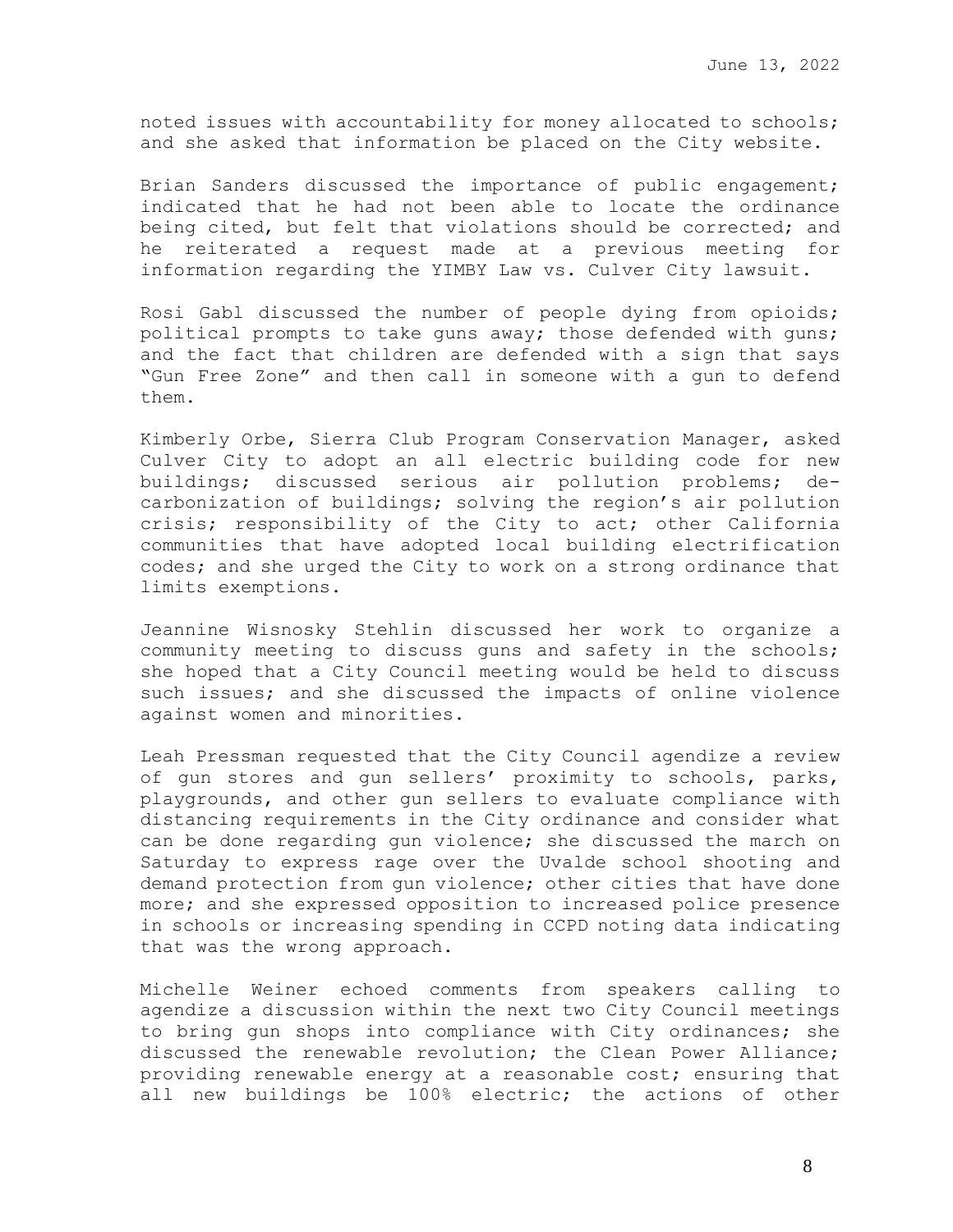noted issues with accountability for money allocated to schools; and she asked that information be placed on the City website.

Brian Sanders discussed the importance of public engagement; indicated that he had not been able to locate the ordinance being cited, but felt that violations should be corrected; and he reiterated a request made at a previous meeting for information regarding the YIMBY Law vs. Culver City lawsuit.

Rosi Gabl discussed the number of people dying from opioids; political prompts to take guns away; those defended with guns; and the fact that children are defended with a sign that says "Gun Free Zone" and then call in someone with a gun to defend them.

Kimberly Orbe, Sierra Club Program Conservation Manager, asked Culver City to adopt an all electric building code for new buildings; discussed serious air pollution problems; de-carbonization of buildings; solving the region's air pollution crisis; responsibility of the City to act; other California communities that have adopted local building electrification codes; and she urged the City to work on a strong ordinance that limits exemptions.

Jeannine Wisnosky Stehlin discussed her work to organize a community meeting to discuss guns and safety in the schools; she hoped that a City Council meeting would be held to discuss such issues; and she discussed the impacts of online violence against women and minorities.

Leah Pressman requested that the City Council agendize a review of gun stores and gun sellers' proximity to schools, parks, playgrounds, and other gun sellers to evaluate compliance with distancing requirements in the City ordinance and consider what can be done regarding gun violence; she discussed the march on Saturday to express rage over the Uvalde school shooting and demand protection from gun violence; other cities that have done more; and she expressed opposition to increased police presence in schools or increasing spending in CCPD noting data indicating that was the wrong approach.

Michelle Weiner echoed comments from speakers calling to agendize a discussion within the next two City Council meetings to bring gun shops into compliance with City ordinances; she discussed the renewable revolution; the Clean Power Alliance; providing renewable energy at a reasonable cost; ensuring that all new buildings be 100% electric; the actions of other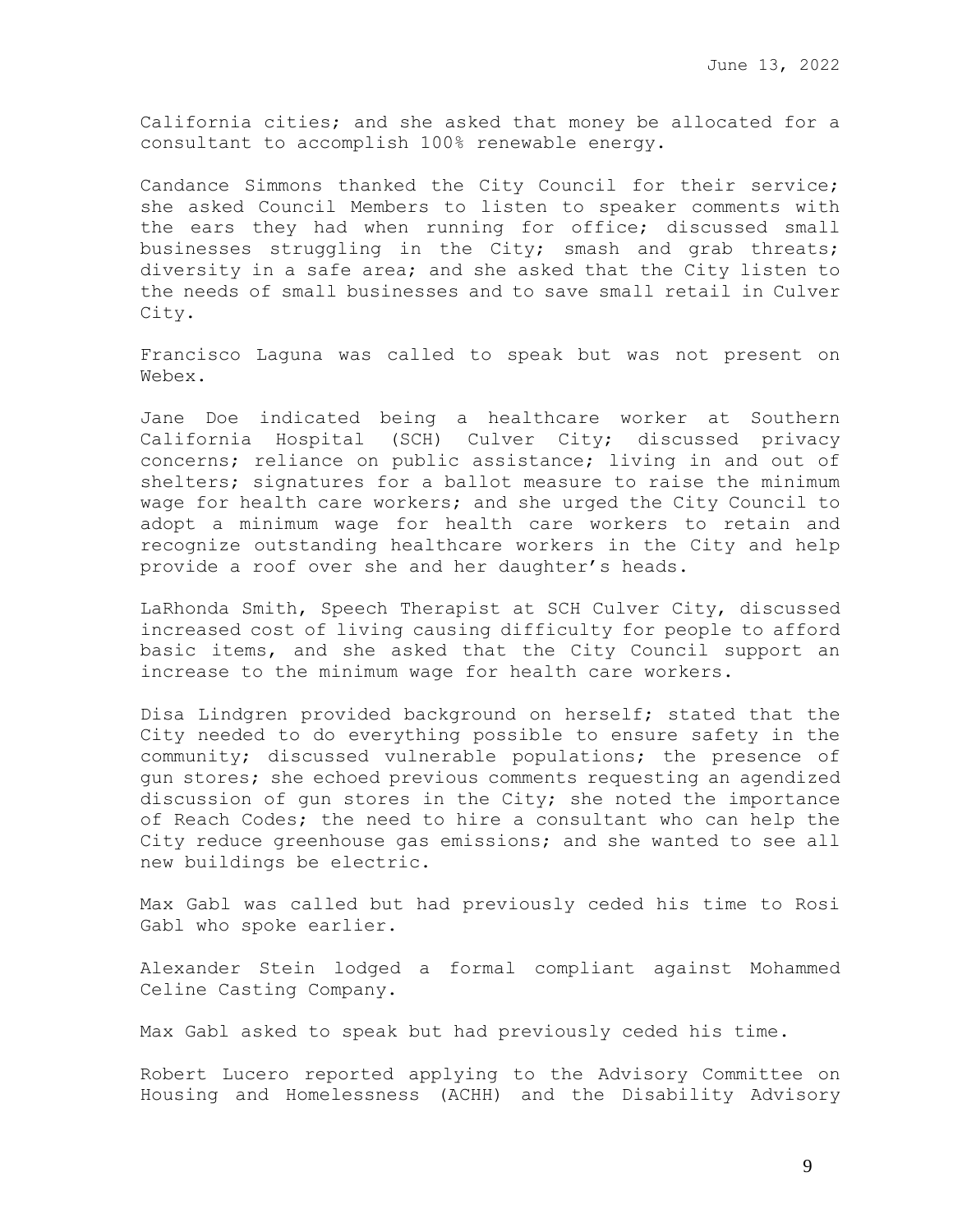California cities; and she asked that money be allocated for a consultant to accomplish 100% renewable energy.

Candance Simmons thanked the City Council for their service; she asked Council Members to listen to speaker comments with the ears they had when running for office; discussed small businesses struggling in the City; smash and grab threats; diversity in a safe area; and she asked that the City listen to the needs of small businesses and to save small retail in Culver City.

Francisco Laguna was called to speak but was not present on Webex.

Jane Doe indicated being a healthcare worker at Southern California Hospital (SCH) Culver City; discussed privacy concerns; reliance on public assistance; living in and out of shelters; signatures for a ballot measure to raise the minimum wage for health care workers; and she urged the City Council to adopt a minimum wage for health care workers to retain and recognize outstanding healthcare workers in the City and help provide a roof over she and her daughter's heads.

LaRhonda Smith, Speech Therapist at SCH Culver City, discussed increased cost of living causing difficulty for people to afford basic items, and she asked that the City Council support an increase to the minimum wage for health care workers.

Disa Lindgren provided background on herself; stated that the City needed to do everything possible to ensure safety in the community; discussed vulnerable populations; the presence of gun stores; she echoed previous comments requesting an agendized discussion of gun stores in the City; she noted the importance of Reach Codes; the need to hire a consultant who can help the City reduce greenhouse gas emissions; and she wanted to see all new buildings be electric.

Max Gabl was called but had previously ceded his time to Rosi Gabl who spoke earlier.

Alexander Stein lodged a formal compliant against Mohammed Celine Casting Company.

Max Gabl asked to speak but had previously ceded his time.

Robert Lucero reported applying to the Advisory Committee on Housing and Homelessness (ACHH) and the Disability Advisory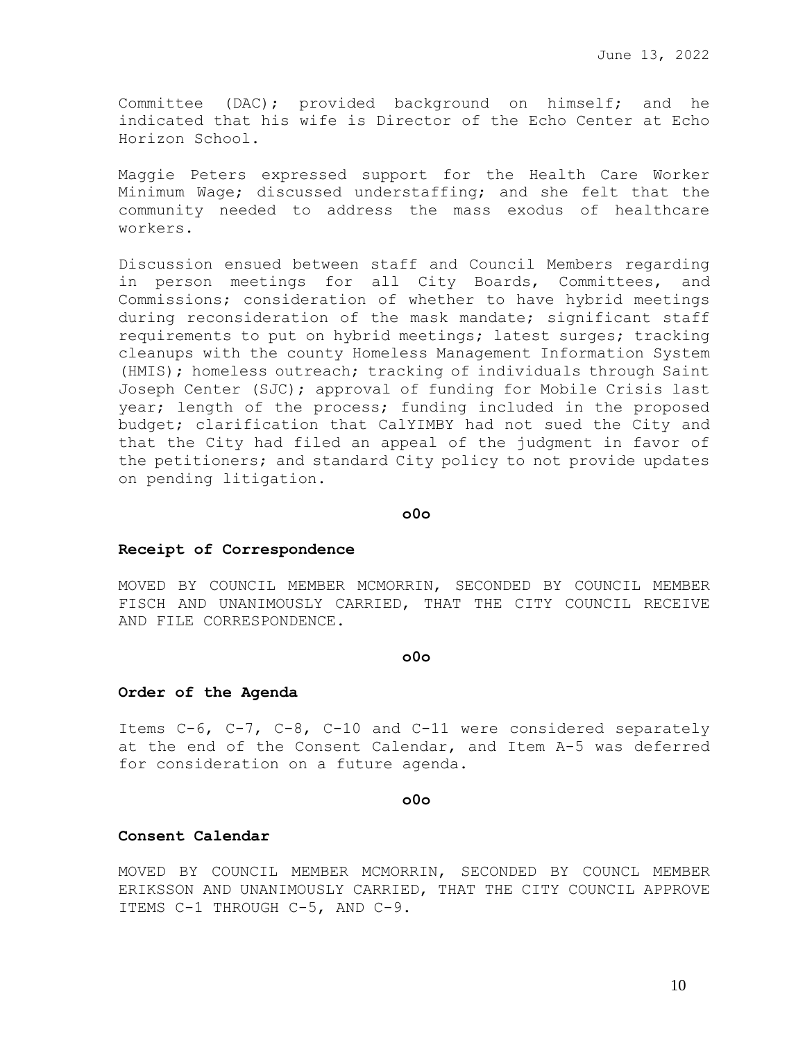Committee (DAC); provided background on himself; and he indicated that his wife is Director of the Echo Center at Echo Horizon School.

Maggie Peters expressed support for the Health Care Worker Minimum Wage; discussed understaffing; and she felt that the community needed to address the mass exodus of healthcare workers.

Discussion ensued between staff and Council Members regarding in person meetings for all City Boards, Committees, and Commissions; consideration of whether to have hybrid meetings during reconsideration of the mask mandate; significant staff requirements to put on hybrid meetings; latest surges; tracking cleanups with the county Homeless Management Information System (HMIS); homeless outreach; tracking of individuals through Saint Joseph Center (SJC); approval of funding for Mobile Crisis last year; length of the process; funding included in the proposed budget; clarification that CalYIMBY had not sued the City and that the City had filed an appeal of the judgment in favor of the petitioners; and standard City policy to not provide updates on pending litigation.

**o0o**

**Receipt of Correspondence**

MOVED BY COUNCIL MEMBER MCMORRIN, SECONDED BY COUNCIL MEMBER FISCH AND UNANIMOUSLY CARRIED, THAT THE CITY COUNCIL RECEIVE AND FILE CORRESPONDENCE.

**o0o**

**Order of the Agenda**

Items C-6, C-7, C-8, C-10 and C-11 were considered separately at the end of the Consent Calendar, and Item A-5 was deferred for consideration on a future agenda.

**o0o**

**Consent Calendar**

MOVED BY COUNCIL MEMBER MCMORRIN, SECONDED BY COUNCL MEMBER ERIKSSON AND UNANIMOUSLY CARRIED, THAT THE CITY COUNCIL APPROVE ITEMS C-1 THROUGH C-5, AND C-9.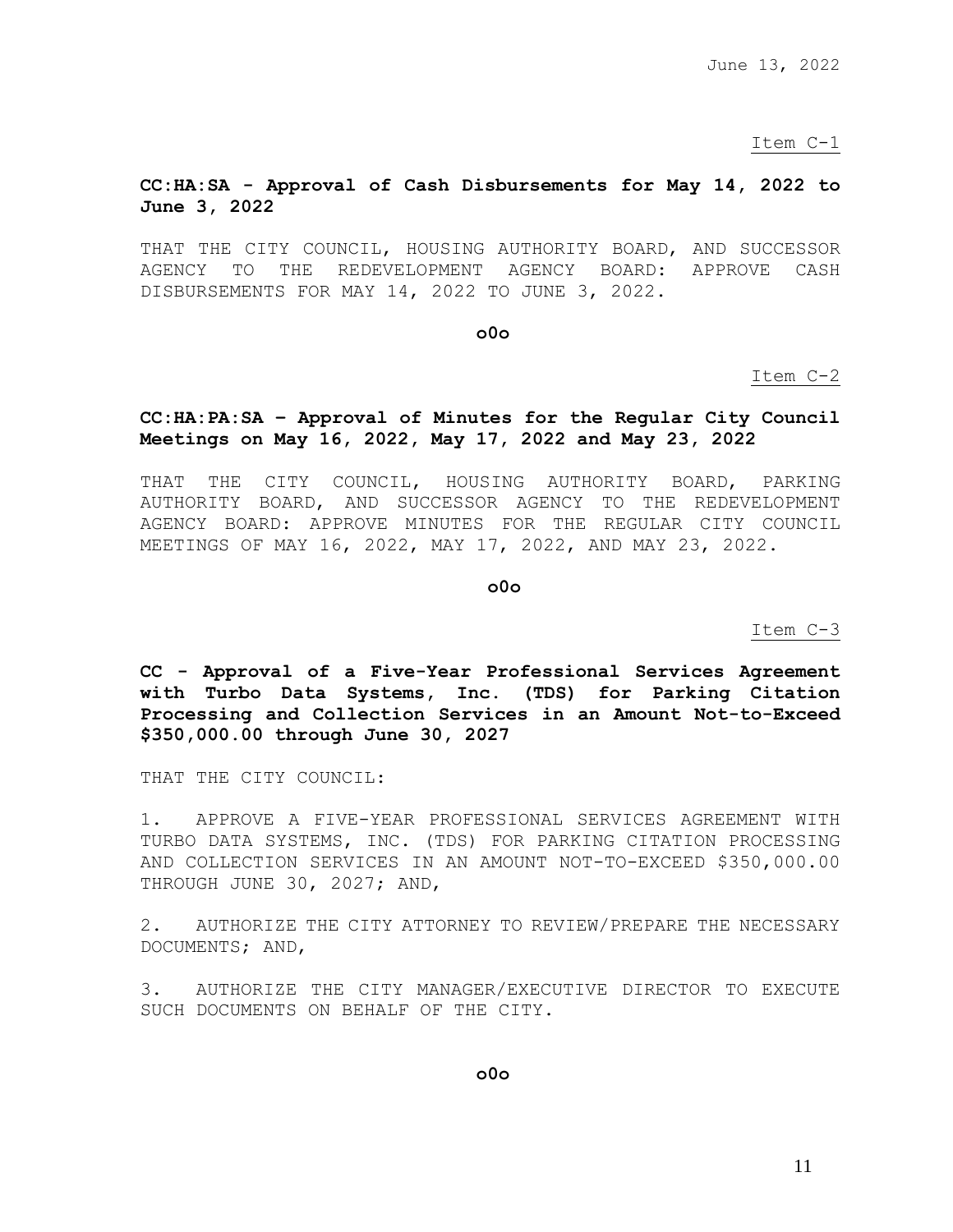June 13, 2022

Item C-1

**CC:HA:SA - Approval of Cash Disbursements for May 14, 2022 to June 3, 2022**

THAT THE CITY COUNCIL, HOUSING AUTHORITY BOARD, AND SUCCESSOR AGENCY TO THE REDEVELOPMENT AGENCY BOARD: APPROVE CASH DISBURSEMENTS FOR MAY 14, 2022 TO JUNE 3, 2022.

**o0o**

Item C-2

**CC:HA:PA:SA – Approval of Minutes for the Regular City Council Meetings on May 16, 2022, May 17, 2022 and May 23, 2022**

THAT THE CITY COUNCIL, HOUSING AUTHORITY BOARD, PARKING AUTHORITY BOARD, AND SUCCESSOR AGENCY TO THE REDEVELOPMENT AGENCY BOARD: APPROVE MINUTES FOR THE REGULAR CITY COUNCIL MEETINGS OF MAY 16, 2022, MAY 17, 2022, AND MAY 23, 2022.

**o0o**

Item C-3

**CC - Approval of a Five-Year Professional Services Agreement with Turbo Data Systems, Inc. (TDS) for Parking Citation Processing and Collection Services in an Amount Not-to-Exceed $350,000.00 through June 30, 2027**

THAT THE CITY COUNCIL:

1. APPROVE A FIVE-YEAR PROFESSIONAL SERVICES AGREEMENT WITH TURBO DATA SYSTEMS, INC. (TDS) FOR PARKING CITATION PROCESSING AND COLLECTION SERVICES IN AN AMOUNT NOT-TO-EXCEED $350,000.00 THROUGH JUNE 30, 2027; AND,

2. AUTHORIZE THE CITY ATTORNEY TO REVIEW/PREPARE THE NECESSARY DOCUMENTS; AND,

3. AUTHORIZE THE CITY MANAGER/EXECUTIVE DIRECTOR TO EXECUTE SUCH DOCUMENTS ON BEHALF OF THE CITY.

**o0o**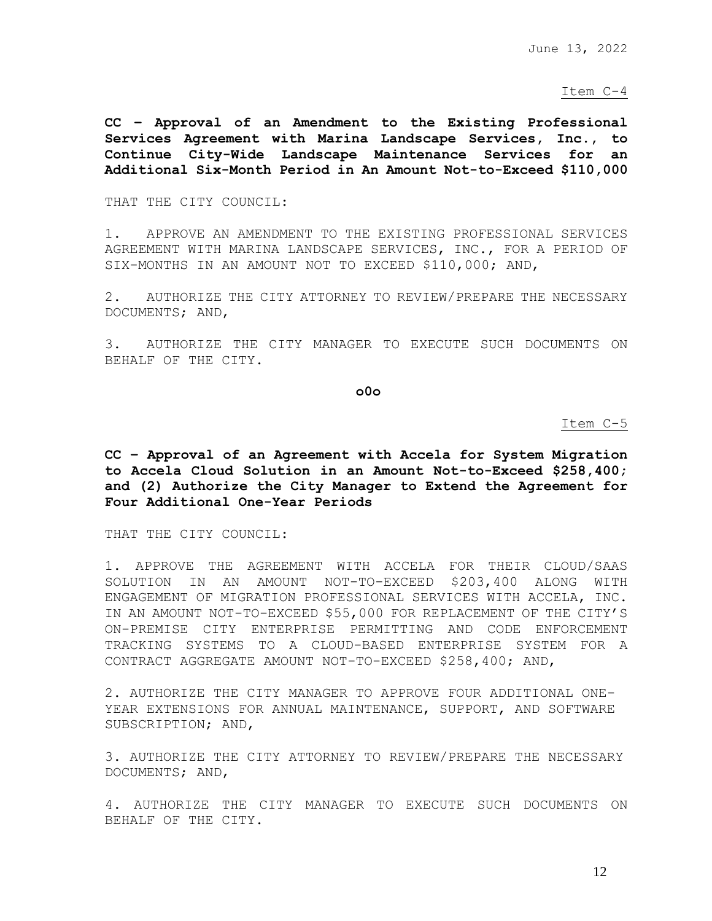June 13, 2022

Item C-4

**CC – Approval of an Amendment to the Existing Professional Services Agreement with Marina Landscape Services, Inc., to Continue City-Wide Landscape Maintenance Services for an Additional Six-Month Period in An Amount Not-to-Exceed $110,000**

THAT THE CITY COUNCIL:

1. APPROVE AN AMENDMENT TO THE EXISTING PROFESSIONAL SERVICES AGREEMENT WITH MARINA LANDSCAPE SERVICES, INC., FOR A PERIOD OF SIX-MONTHS IN AN AMOUNT NOT TO EXCEED $110,000; AND,

2. AUTHORIZE THE CITY ATTORNEY TO REVIEW/PREPARE THE NECESSARY DOCUMENTS; AND,

3. AUTHORIZE THE CITY MANAGER TO EXECUTE SUCH DOCUMENTS ON BEHALF OF THE CITY.

**o0o**

Item C-5

**CC – Approval of an Agreement with Accela for System Migration to Accela Cloud Solution in an Amount Not-to-Exceed $258,400; and (2) Authorize the City Manager to Extend the Agreement for Four Additional One-Year Periods**

THAT THE CITY COUNCIL:

1. APPROVE THE AGREEMENT WITH ACCELA FOR THEIR CLOUD/SAAS SOLUTION IN AN AMOUNT NOT-TO-EXCEED $203,400 ALONG WITH ENGAGEMENT OF MIGRATION PROFESSIONAL SERVICES WITH ACCELA, INC. IN AN AMOUNT NOT-TO-EXCEED $55,000 FOR REPLACEMENT OF THE CITY'S ON-PREMISE CITY ENTERPRISE PERMITTING AND CODE ENFORCEMENT TRACKING SYSTEMS TO A CLOUD-BASED ENTERPRISE SYSTEM FOR A CONTRACT AGGREGATE AMOUNT NOT-TO-EXCEED $258,400; AND,

2. AUTHORIZE THE CITY MANAGER TO APPROVE FOUR ADDITIONAL ONE-YEAR EXTENSIONS FOR ANNUAL MAINTENANCE, SUPPORT, AND SOFTWARE SUBSCRIPTION; AND,

3. AUTHORIZE THE CITY ATTORNEY TO REVIEW/PREPARE THE NECESSARY DOCUMENTS; AND,

4. AUTHORIZE THE CITY MANAGER TO EXECUTE SUCH DOCUMENTS ON BEHALF OF THE CITY.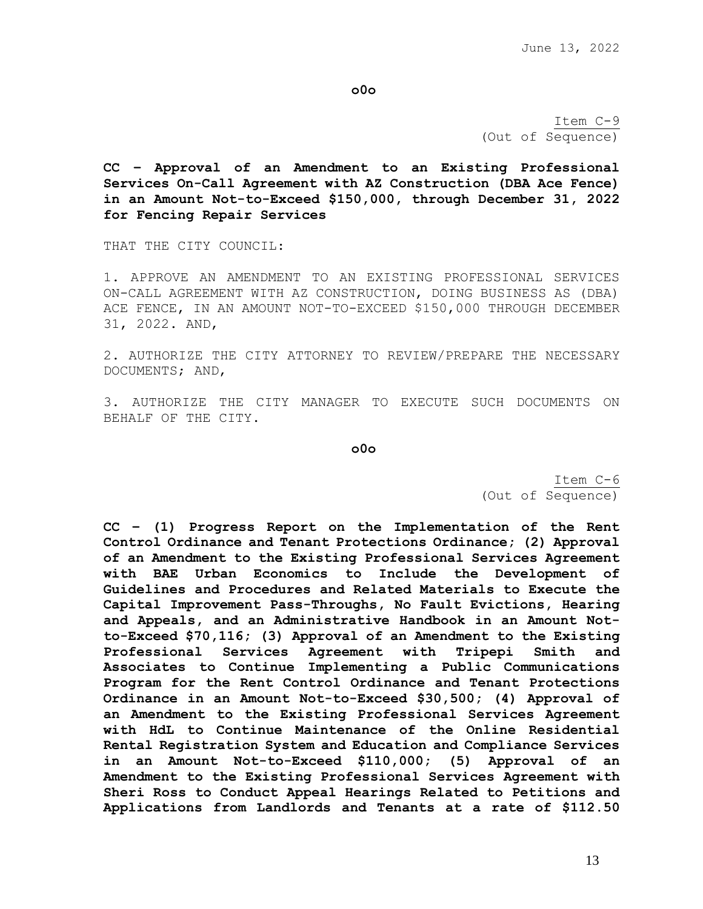o0o

Item C-9
(Out of Sequence)

**CC – Approval of an Amendment to an Existing Professional Services On-Call Agreement with AZ Construction (DBA Ace Fence) in an Amount Not-to-Exceed $150,000, through December 31, 2022 for Fencing Repair Services**

THAT THE CITY COUNCIL:

1. APPROVE AN AMENDMENT TO AN EXISTING PROFESSIONAL SERVICES ON-CALL AGREEMENT WITH AZ CONSTRUCTION, DOING BUSINESS AS (DBA) ACE FENCE, IN AN AMOUNT NOT-TO-EXCEED $150,000 THROUGH DECEMBER 31, 2022. AND,

2. AUTHORIZE THE CITY ATTORNEY TO REVIEW/PREPARE THE NECESSARY DOCUMENTS; AND,

3. AUTHORIZE THE CITY MANAGER TO EXECUTE SUCH DOCUMENTS ON BEHALF OF THE CITY.

o0o

Item C-6
(Out of Sequence)

**CC – (1) Progress Report on the Implementation of the Rent Control Ordinance and Tenant Protections Ordinance; (2) Approval of an Amendment to the Existing Professional Services Agreement with BAE Urban Economics to Include the Development of Guidelines and Procedures and Related Materials to Execute the Capital Improvement Pass-Throughs, No Fault Evictions, Hearing and Appeals, and an Administrative Handbook in an Amount Not-to-Exceed $70,116; (3) Approval of an Amendment to the Existing Professional Services Agreement with Tripepi Smith and Associates to Continue Implementing a Public Communications Program for the Rent Control Ordinance and Tenant Protections Ordinance in an Amount Not-to-Exceed $30,500; (4) Approval of an Amendment to the Existing Professional Services Agreement with HdL to Continue Maintenance of the Online Residential Rental Registration System and Education and Compliance Services in an Amount Not-to-Exceed $110,000; (5) Approval of an Amendment to the Existing Professional Services Agreement with Sheri Ross to Conduct Appeal Hearings Related to Petitions and Applications from Landlords and Tenants at a rate of $112.50**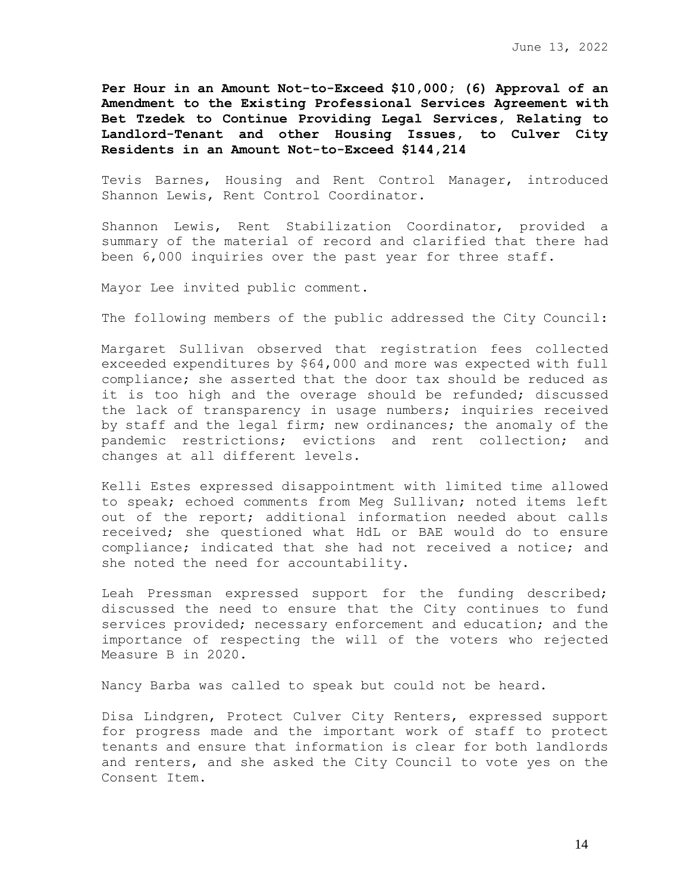**Per Hour in an Amount Not-to-Exceed $10,000; (6) Approval of an Amendment to the Existing Professional Services Agreement with Bet Tzedek to Continue Providing Legal Services, Relating to Landlord-Tenant and other Housing Issues, to Culver City Residents in an Amount Not-to-Exceed $144,214**

Tevis Barnes, Housing and Rent Control Manager, introduced Shannon Lewis, Rent Control Coordinator.

Shannon Lewis, Rent Stabilization Coordinator, provided a summary of the material of record and clarified that there had been 6,000 inquiries over the past year for three staff.

Mayor Lee invited public comment.

The following members of the public addressed the City Council:

Margaret Sullivan observed that registration fees collected exceeded expenditures by $64,000 and more was expected with full compliance; she asserted that the door tax should be reduced as it is too high and the overage should be refunded; discussed the lack of transparency in usage numbers; inquiries received by staff and the legal firm; new ordinances; the anomaly of the pandemic restrictions; evictions and rent collection; and changes at all different levels.

Kelli Estes expressed disappointment with limited time allowed to speak; echoed comments from Meg Sullivan; noted items left out of the report; additional information needed about calls received; she questioned what HdL or BAE would do to ensure compliance; indicated that she had not received a notice; and she noted the need for accountability.

Leah Pressman expressed support for the funding described; discussed the need to ensure that the City continues to fund services provided; necessary enforcement and education; and the importance of respecting the will of the voters who rejected Measure B in 2020.

Nancy Barba was called to speak but could not be heard.

Disa Lindgren, Protect Culver City Renters, expressed support for progress made and the important work of staff to protect tenants and ensure that information is clear for both landlords and renters, and she asked the City Council to vote yes on the Consent Item.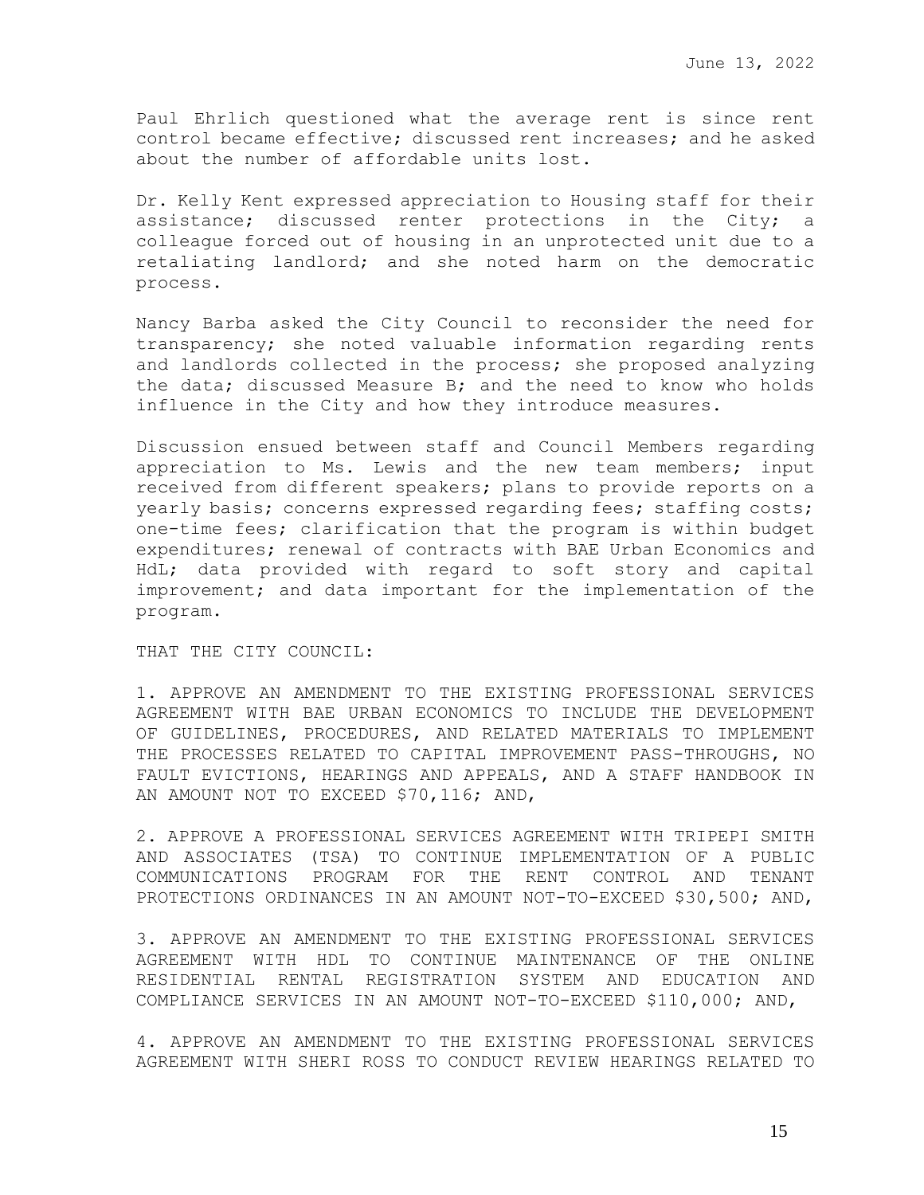Paul Ehrlich questioned what the average rent is since rent control became effective; discussed rent increases; and he asked about the number of affordable units lost.

Dr. Kelly Kent expressed appreciation to Housing staff for their assistance; discussed renter protections in the City; a colleague forced out of housing in an unprotected unit due to a retaliating landlord; and she noted harm on the democratic process.

Nancy Barba asked the City Council to reconsider the need for transparency; she noted valuable information regarding rents and landlords collected in the process; she proposed analyzing the data; discussed Measure B; and the need to know who holds influence in the City and how they introduce measures.

Discussion ensued between staff and Council Members regarding appreciation to Ms. Lewis and the new team members; input received from different speakers; plans to provide reports on a yearly basis; concerns expressed regarding fees; staffing costs; one-time fees; clarification that the program is within budget expenditures; renewal of contracts with BAE Urban Economics and HdL; data provided with regard to soft story and capital improvement; and data important for the implementation of the program.

THAT THE CITY COUNCIL:

1. APPROVE AN AMENDMENT TO THE EXISTING PROFESSIONAL SERVICES AGREEMENT WITH BAE URBAN ECONOMICS TO INCLUDE THE DEVELOPMENT OF GUIDELINES, PROCEDURES, AND RELATED MATERIALS TO IMPLEMENT THE PROCESSES RELATED TO CAPITAL IMPROVEMENT PASS-THROUGHS, NO FAULT EVICTIONS, HEARINGS AND APPEALS, AND A STAFF HANDBOOK IN AN AMOUNT NOT TO EXCEED $70,116; AND,

2. APPROVE A PROFESSIONAL SERVICES AGREEMENT WITH TRIPEPI SMITH AND ASSOCIATES (TSA) TO CONTINUE IMPLEMENTATION OF A PUBLIC COMMUNICATIONS PROGRAM FOR THE RENT CONTROL AND TENANT PROTECTIONS ORDINANCES IN AN AMOUNT NOT-TO-EXCEED $30,500; AND,

3. APPROVE AN AMENDMENT TO THE EXISTING PROFESSIONAL SERVICES AGREEMENT WITH HDL TO CONTINUE MAINTENANCE OF THE ONLINE RESIDENTIAL RENTAL REGISTRATION SYSTEM AND EDUCATION AND COMPLIANCE SERVICES IN AN AMOUNT NOT-TO-EXCEED $110,000; AND,

4. APPROVE AN AMENDMENT TO THE EXISTING PROFESSIONAL SERVICES AGREEMENT WITH SHERI ROSS TO CONDUCT REVIEW HEARINGS RELATED TO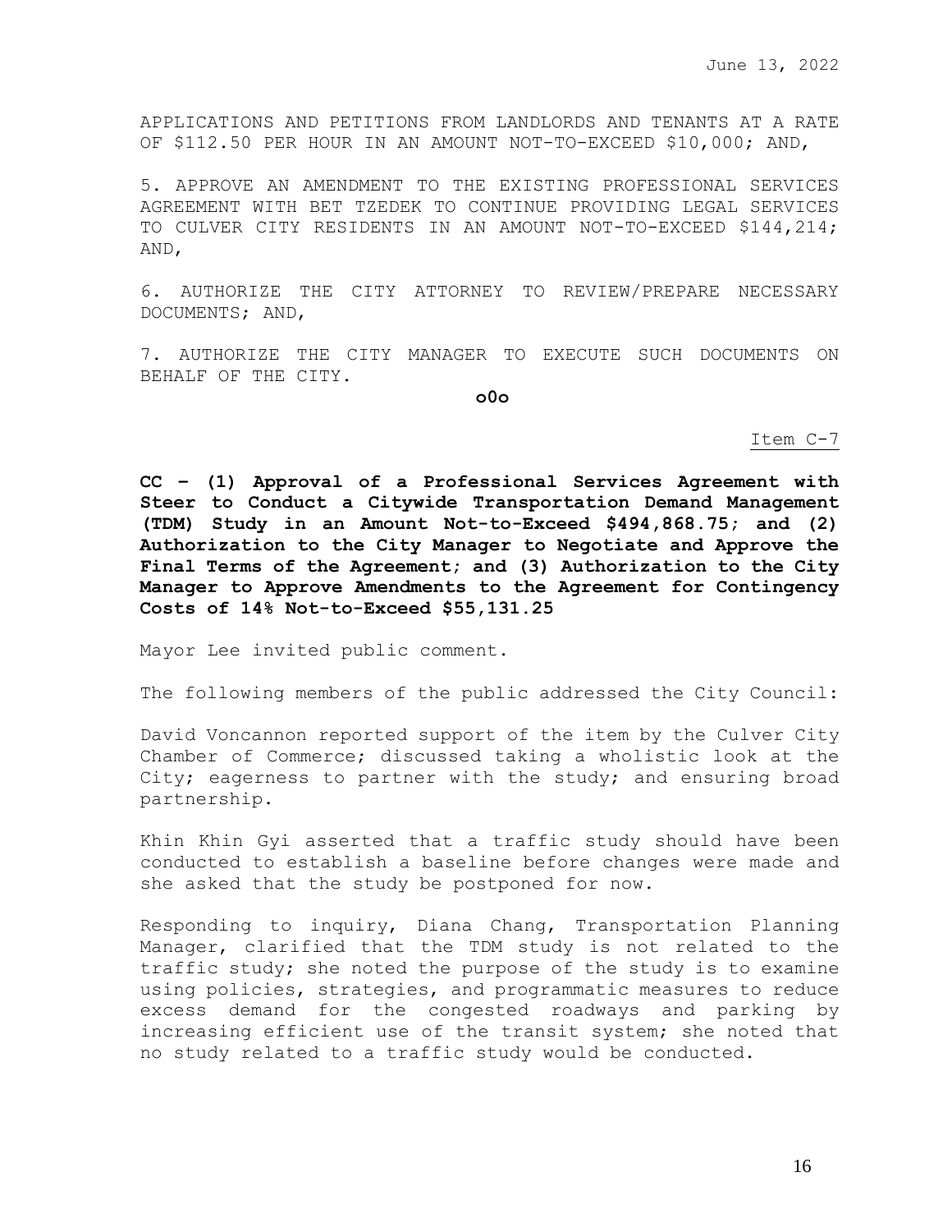APPLICATIONS AND PETITIONS FROM LANDLORDS AND TENANTS AT A RATE OF $112.50 PER HOUR IN AN AMOUNT NOT-TO-EXCEED $10,000; AND,

5. APPROVE AN AMENDMENT TO THE EXISTING PROFESSIONAL SERVICES AGREEMENT WITH BET TZEDEK TO CONTINUE PROVIDING LEGAL SERVICES TO CULVER CITY RESIDENTS IN AN AMOUNT NOT-TO-EXCEED $144,214; AND,

6. AUTHORIZE THE CITY ATTORNEY TO REVIEW/PREPARE NECESSARY DOCUMENTS; AND,

7. AUTHORIZE THE CITY MANAGER TO EXECUTE SUCH DOCUMENTS ON BEHALF OF THE CITY.

**o0o**

Item C-7

**CC – (1) Approval of a Professional Services Agreement with Steer to Conduct a Citywide Transportation Demand Management (TDM) Study in an Amount Not-to-Exceed $494,868.75; and (2) Authorization to the City Manager to Negotiate and Approve the Final Terms of the Agreement; and (3) Authorization to the City Manager to Approve Amendments to the Agreement for Contingency Costs of 14% Not-to-Exceed $55,131.25**

Mayor Lee invited public comment.

The following members of the public addressed the City Council:

David Voncannon reported support of the item by the Culver City Chamber of Commerce; discussed taking a wholistic look at the City; eagerness to partner with the study; and ensuring broad partnership.

Khin Khin Gyi asserted that a traffic study should have been conducted to establish a baseline before changes were made and she asked that the study be postponed for now.

Responding to inquiry, Diana Chang, Transportation Planning Manager, clarified that the TDM study is not related to the traffic study; she noted the purpose of the study is to examine using policies, strategies, and programmatic measures to reduce excess demand for the congested roadways and parking by increasing efficient use of the transit system; she noted that no study related to a traffic study would be conducted.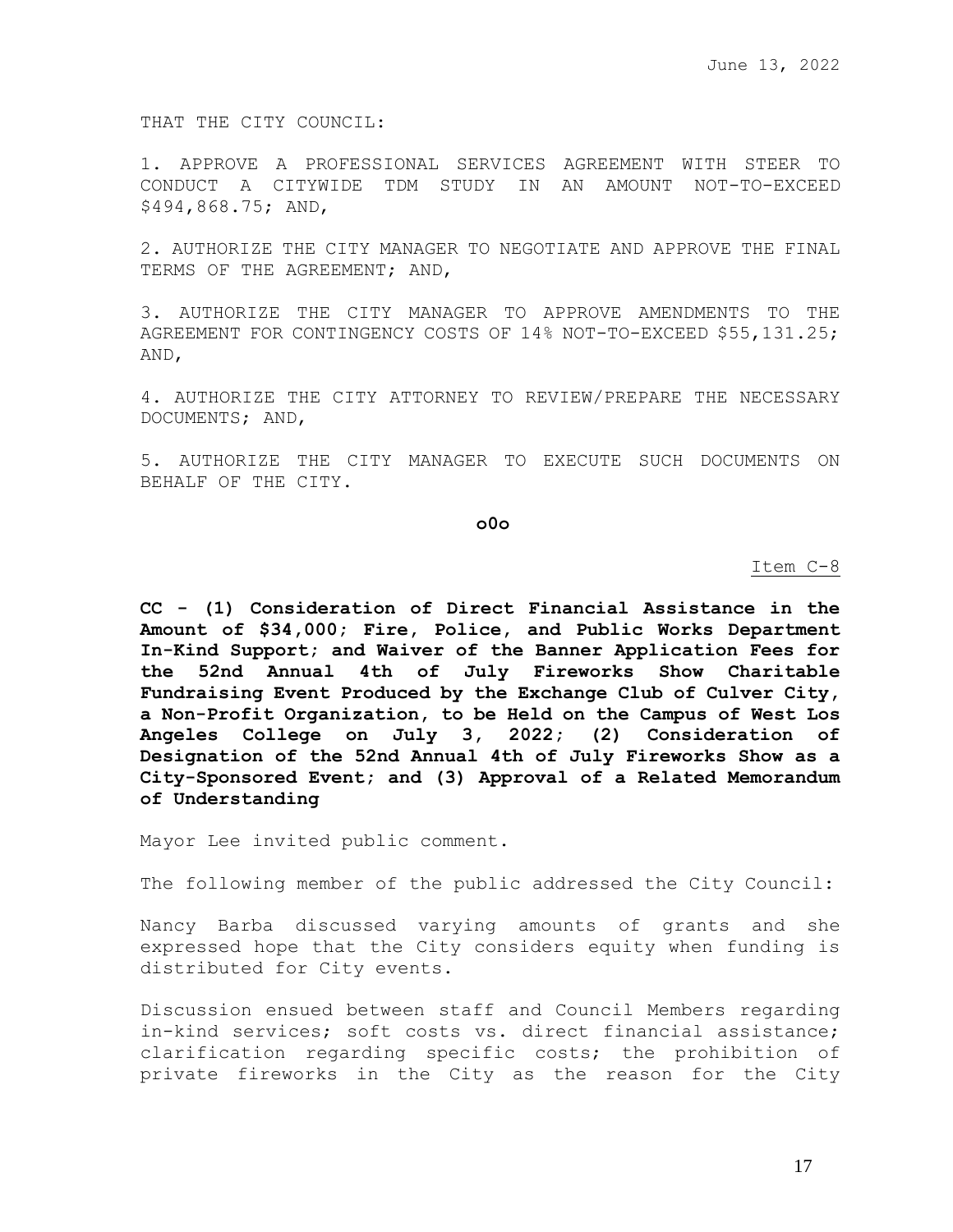THAT THE CITY COUNCIL:

1. APPROVE A PROFESSIONAL SERVICES AGREEMENT WITH STEER TO CONDUCT A CITYWIDE TDM STUDY IN AN AMOUNT NOT-TO-EXCEED $494,868.75; AND,

2. AUTHORIZE THE CITY MANAGER TO NEGOTIATE AND APPROVE THE FINAL TERMS OF THE AGREEMENT; AND,

3. AUTHORIZE THE CITY MANAGER TO APPROVE AMENDMENTS TO THE AGREEMENT FOR CONTINGENCY COSTS OF 14% NOT-TO-EXCEED $55,131.25; AND,

4. AUTHORIZE THE CITY ATTORNEY TO REVIEW/PREPARE THE NECESSARY DOCUMENTS; AND,

5. AUTHORIZE THE CITY MANAGER TO EXECUTE SUCH DOCUMENTS ON BEHALF OF THE CITY.

**o0o**

Item C-8

**CC - (1) Consideration of Direct Financial Assistance in the Amount of $34,000; Fire, Police, and Public Works Department In-Kind Support; and Waiver of the Banner Application Fees for the 52nd Annual 4th of July Fireworks Show Charitable Fundraising Event Produced by the Exchange Club of Culver City, a Non-Profit Organization, to be Held on the Campus of West Los Angeles College on July 3, 2022; (2) Consideration of Designation of the 52nd Annual 4th of July Fireworks Show as a City-Sponsored Event; and (3) Approval of a Related Memorandum of Understanding**

Mayor Lee invited public comment.

The following member of the public addressed the City Council:

Nancy Barba discussed varying amounts of grants and she expressed hope that the City considers equity when funding is distributed for City events.

Discussion ensued between staff and Council Members regarding in-kind services; soft costs vs. direct financial assistance; clarification regarding specific costs; the prohibition of private fireworks in the City as the reason for the City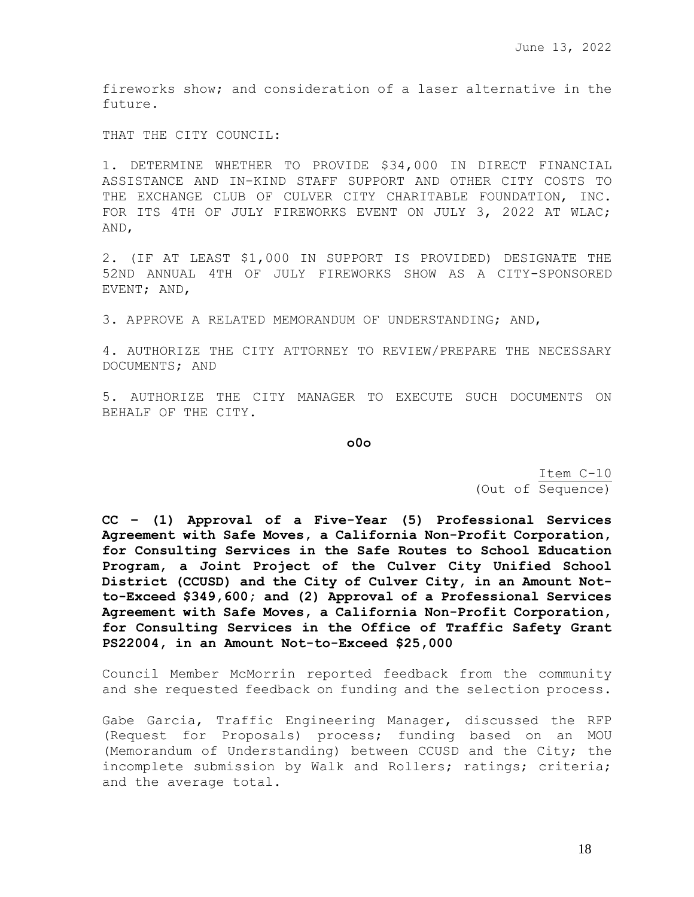fireworks show; and consideration of a laser alternative in the future.

THAT THE CITY COUNCIL:

1. DETERMINE WHETHER TO PROVIDE $34,000 IN DIRECT FINANCIAL ASSISTANCE AND IN-KIND STAFF SUPPORT AND OTHER CITY COSTS TO THE EXCHANGE CLUB OF CULVER CITY CHARITABLE FOUNDATION, INC. FOR ITS 4TH OF JULY FIREWORKS EVENT ON JULY 3, 2022 AT WLAC; AND,

2. (IF AT LEAST $1,000 IN SUPPORT IS PROVIDED) DESIGNATE THE 52ND ANNUAL 4TH OF JULY FIREWORKS SHOW AS A CITY-SPONSORED EVENT; AND,

3. APPROVE A RELATED MEMORANDUM OF UNDERSTANDING; AND,

4. AUTHORIZE THE CITY ATTORNEY TO REVIEW/PREPARE THE NECESSARY DOCUMENTS; AND

5. AUTHORIZE THE CITY MANAGER TO EXECUTE SUCH DOCUMENTS ON BEHALF OF THE CITY.

**o0o**

Item C-10
(Out of Sequence)

**CC – (1) Approval of a Five-Year (5) Professional Services Agreement with Safe Moves, a California Non-Profit Corporation, for Consulting Services in the Safe Routes to School Education Program, a Joint Project of the Culver City Unified School District (CCUSD) and the City of Culver City, in an Amount Not-to-Exceed $349,600; and (2) Approval of a Professional Services Agreement with Safe Moves, a California Non-Profit Corporation, for Consulting Services in the Office of Traffic Safety Grant PS22004, in an Amount Not-to-Exceed $25,000**

Council Member McMorrin reported feedback from the community and she requested feedback on funding and the selection process.

Gabe Garcia, Traffic Engineering Manager, discussed the RFP (Request for Proposals) process; funding based on an MOU (Memorandum of Understanding) between CCUSD and the City; the incomplete submission by Walk and Rollers; ratings; criteria; and the average total.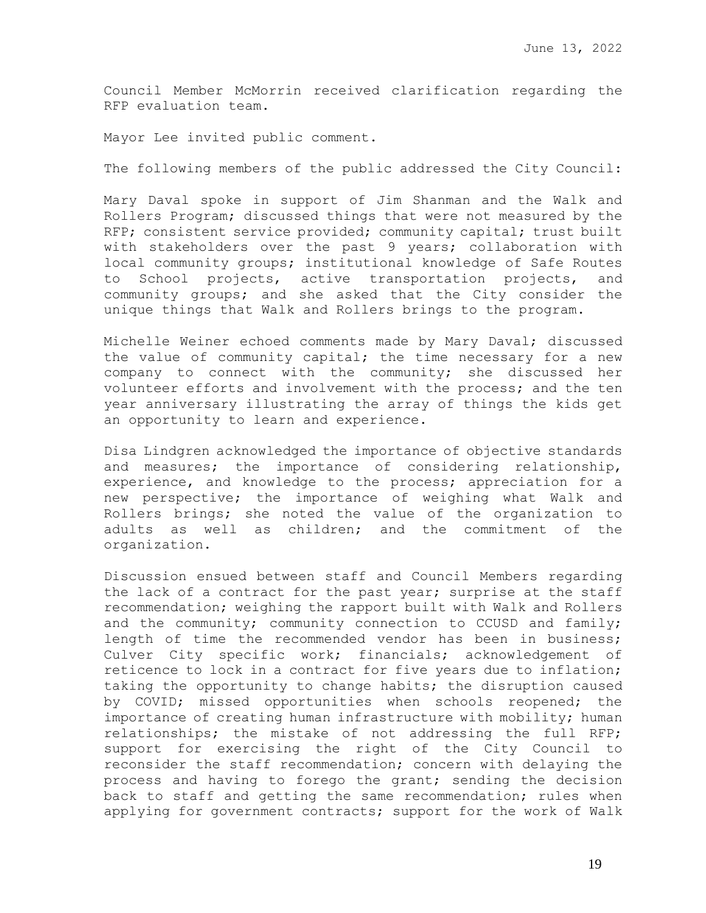Council Member McMorrin received clarification regarding the RFP evaluation team.

Mayor Lee invited public comment.

The following members of the public addressed the City Council:

Mary Daval spoke in support of Jim Shanman and the Walk and Rollers Program; discussed things that were not measured by the RFP; consistent service provided; community capital; trust built with stakeholders over the past 9 years; collaboration with local community groups; institutional knowledge of Safe Routes to School projects, active transportation projects, and community groups; and she asked that the City consider the unique things that Walk and Rollers brings to the program.

Michelle Weiner echoed comments made by Mary Daval; discussed the value of community capital; the time necessary for a new company to connect with the community; she discussed her volunteer efforts and involvement with the process; and the ten year anniversary illustrating the array of things the kids get an opportunity to learn and experience.

Disa Lindgren acknowledged the importance of objective standards and measures; the importance of considering relationship, experience, and knowledge to the process; appreciation for a new perspective; the importance of weighing what Walk and Rollers brings; she noted the value of the organization to adults as well as children; and the commitment of the organization.

Discussion ensued between staff and Council Members regarding the lack of a contract for the past year; surprise at the staff recommendation; weighing the rapport built with Walk and Rollers and the community; community connection to CCUSD and family; length of time the recommended vendor has been in business; Culver City specific work; financials; acknowledgement of reticence to lock in a contract for five years due to inflation; taking the opportunity to change habits; the disruption caused by COVID; missed opportunities when schools reopened; the importance of creating human infrastructure with mobility; human relationships; the mistake of not addressing the full RFP; support for exercising the right of the City Council to reconsider the staff recommendation; concern with delaying the process and having to forego the grant; sending the decision back to staff and getting the same recommendation; rules when applying for government contracts; support for the work of Walk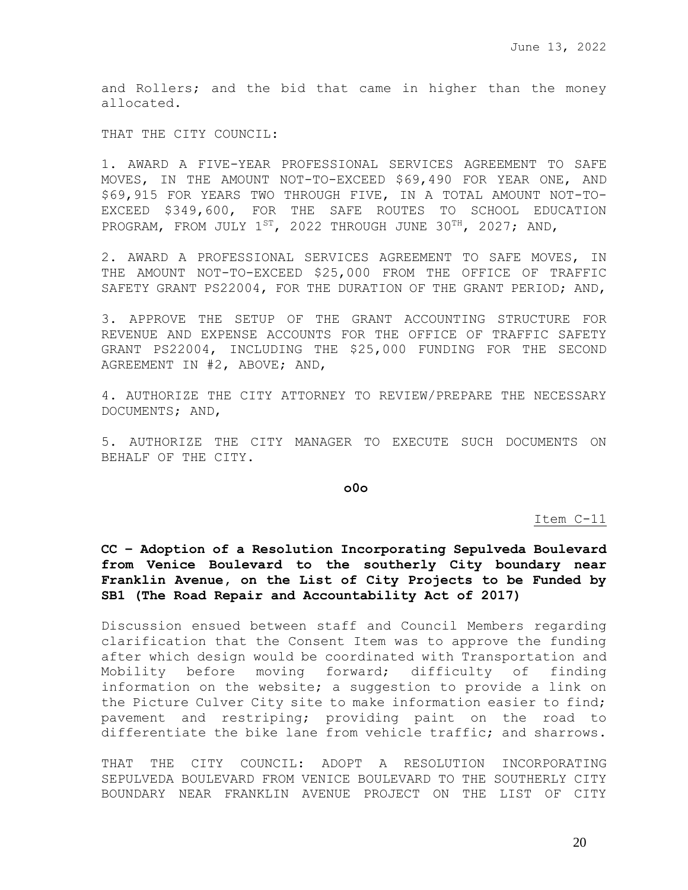and Rollers; and the bid that came in higher than the money allocated.

THAT THE CITY COUNCIL:

1. AWARD A FIVE-YEAR PROFESSIONAL SERVICES AGREEMENT TO SAFE MOVES, IN THE AMOUNT NOT-TO-EXCEED $69,490 FOR YEAR ONE, AND $69,915 FOR YEARS TWO THROUGH FIVE, IN A TOTAL AMOUNT NOT-TO-EXCEED $349,600, FOR THE SAFE ROUTES TO SCHOOL EDUCATION PROGRAM, FROM JULY 1ST, 2022 THROUGH JUNE 30TH, 2027; AND,

2. AWARD A PROFESSIONAL SERVICES AGREEMENT TO SAFE MOVES, IN THE AMOUNT NOT-TO-EXCEED $25,000 FROM THE OFFICE OF TRAFFIC SAFETY GRANT PS22004, FOR THE DURATION OF THE GRANT PERIOD; AND,

3. APPROVE THE SETUP OF THE GRANT ACCOUNTING STRUCTURE FOR REVENUE AND EXPENSE ACCOUNTS FOR THE OFFICE OF TRAFFIC SAFETY GRANT PS22004, INCLUDING THE $25,000 FUNDING FOR THE SECOND AGREEMENT IN #2, ABOVE; AND,

4. AUTHORIZE THE CITY ATTORNEY TO REVIEW/PREPARE THE NECESSARY DOCUMENTS; AND,

5. AUTHORIZE THE CITY MANAGER TO EXECUTE SUCH DOCUMENTS ON BEHALF OF THE CITY.

**o0o**

Item C-11

**CC – Adoption of a Resolution Incorporating Sepulveda Boulevard from Venice Boulevard to the southerly City boundary near Franklin Avenue, on the List of City Projects to be Funded by SB1 (The Road Repair and Accountability Act of 2017)**

Discussion ensued between staff and Council Members regarding clarification that the Consent Item was to approve the funding after which design would be coordinated with Transportation and Mobility before moving forward; difficulty of finding information on the website; a suggestion to provide a link on the Picture Culver City site to make information easier to find; pavement and restriping; providing paint on the road to differentiate the bike lane from vehicle traffic; and sharrows.

THAT THE CITY COUNCIL: ADOPT A RESOLUTION INCORPORATING SEPULVEDA BOULEVARD FROM VENICE BOULEVARD TO THE SOUTHERLY CITY BOUNDARY NEAR FRANKLIN AVENUE PROJECT ON THE LIST OF CITY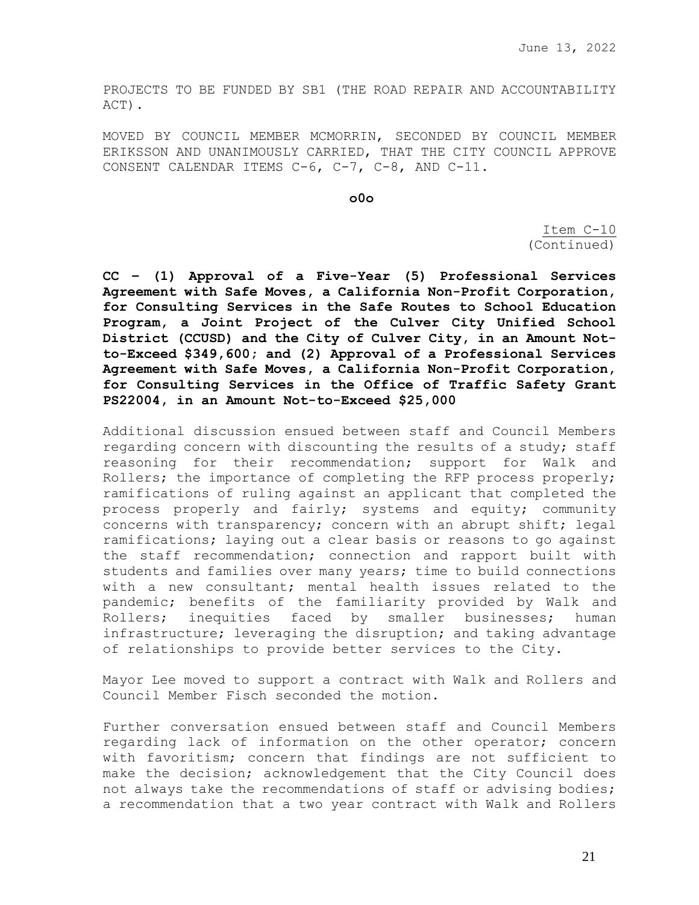PROJECTS TO BE FUNDED BY SB1 (THE ROAD REPAIR AND ACCOUNTABILITY ACT).

MOVED BY COUNCIL MEMBER MCMORRIN, SECONDED BY COUNCIL MEMBER ERIKSSON AND UNANIMOUSLY CARRIED, THAT THE CITY COUNCIL APPROVE CONSENT CALENDAR ITEMS C-6, C-7, C-8, AND C-11.

**o0o**

Item C-10
(Continued)

**CC – (1) Approval of a Five-Year (5) Professional Services Agreement with Safe Moves, a California Non-Profit Corporation, for Consulting Services in the Safe Routes to School Education Program, a Joint Project of the Culver City Unified School District (CCUSD) and the City of Culver City, in an Amount Not-to-Exceed $349,600; and (2) Approval of a Professional Services Agreement with Safe Moves, a California Non-Profit Corporation, for Consulting Services in the Office of Traffic Safety Grant PS22004, in an Amount Not-to-Exceed $25,000**

Additional discussion ensued between staff and Council Members regarding concern with discounting the results of a study; staff reasoning for their recommendation; support for Walk and Rollers; the importance of completing the RFP process properly; ramifications of ruling against an applicant that completed the process properly and fairly; systems and equity; community concerns with transparency; concern with an abrupt shift; legal ramifications; laying out a clear basis or reasons to go against the staff recommendation; connection and rapport built with students and families over many years; time to build connections with a new consultant; mental health issues related to the pandemic; benefits of the familiarity provided by Walk and Rollers; inequities faced by smaller businesses; human infrastructure; leveraging the disruption; and taking advantage of relationships to provide better services to the City.

Mayor Lee moved to support a contract with Walk and Rollers and Council Member Fisch seconded the motion.

Further conversation ensued between staff and Council Members regarding lack of information on the other operator; concern with favoritism; concern that findings are not sufficient to make the decision; acknowledgement that the City Council does not always take the recommendations of staff or advising bodies; a recommendation that a two year contract with Walk and Rollers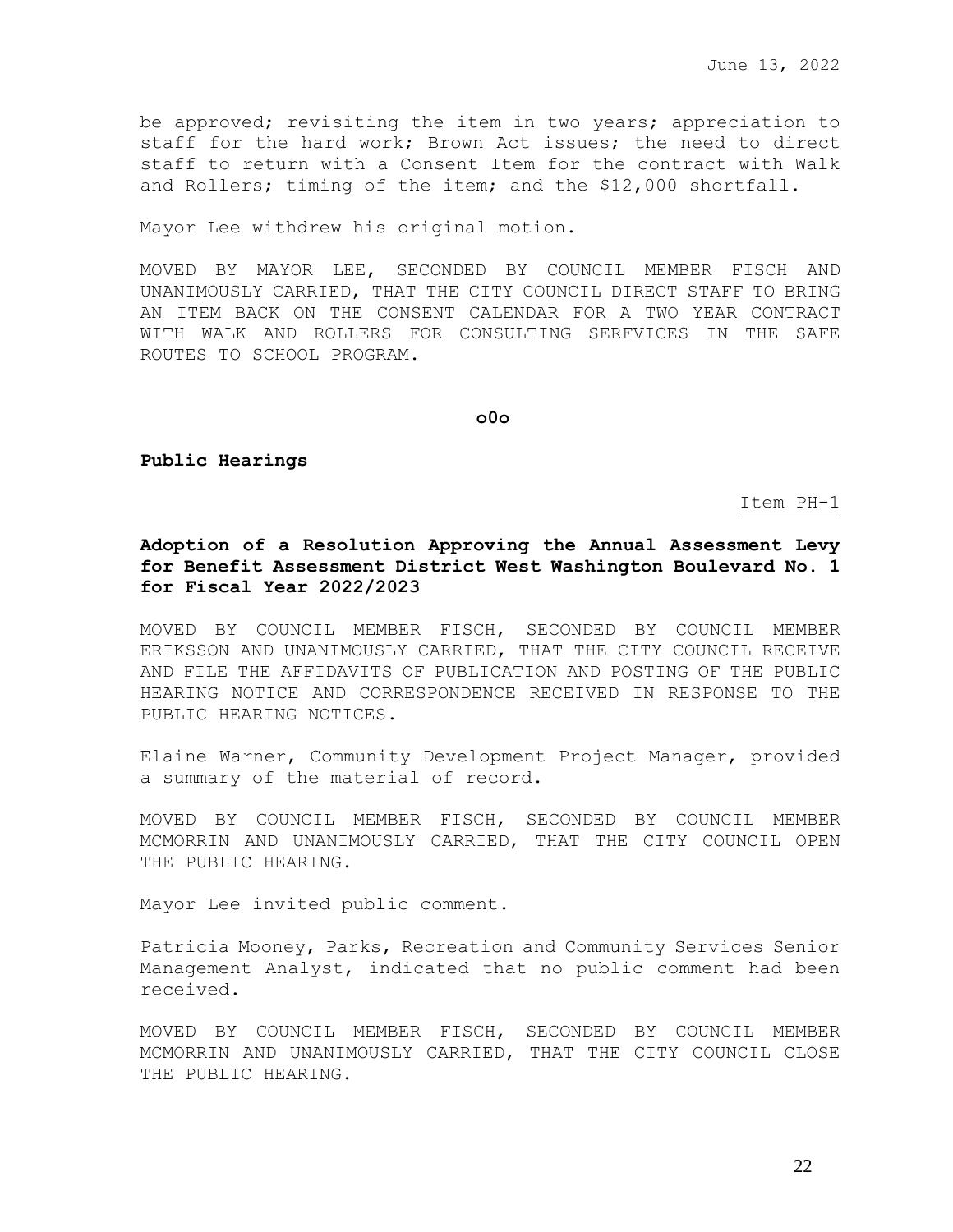be approved; revisiting the item in two years; appreciation to staff for the hard work; Brown Act issues; the need to direct staff to return with a Consent Item for the contract with Walk and Rollers; timing of the item; and the $12,000 shortfall.

Mayor Lee withdrew his original motion.

MOVED BY MAYOR LEE, SECONDED BY COUNCIL MEMBER FISCH AND UNANIMOUSLY CARRIED, THAT THE CITY COUNCIL DIRECT STAFF TO BRING AN ITEM BACK ON THE CONSENT CALENDAR FOR A TWO YEAR CONTRACT WITH WALK AND ROLLERS FOR CONSULTING SERFVICES IN THE SAFE ROUTES TO SCHOOL PROGRAM.

**o0o**

**Public Hearings**

Item PH-1

**Adoption of a Resolution Approving the Annual Assessment Levy for Benefit Assessment District West Washington Boulevard No. 1 for Fiscal Year 2022/2023**

MOVED BY COUNCIL MEMBER FISCH, SECONDED BY COUNCIL MEMBER ERIKSSON AND UNANIMOUSLY CARRIED, THAT THE CITY COUNCIL RECEIVE AND FILE THE AFFIDAVITS OF PUBLICATION AND POSTING OF THE PUBLIC HEARING NOTICE AND CORRESPONDENCE RECEIVED IN RESPONSE TO THE PUBLIC HEARING NOTICES.

Elaine Warner, Community Development Project Manager, provided a summary of the material of record.

MOVED BY COUNCIL MEMBER FISCH, SECONDED BY COUNCIL MEMBER MCMORRIN AND UNANIMOUSLY CARRIED, THAT THE CITY COUNCIL OPEN THE PUBLIC HEARING.

Mayor Lee invited public comment.

Patricia Mooney, Parks, Recreation and Community Services Senior Management Analyst, indicated that no public comment had been received.

MOVED BY COUNCIL MEMBER FISCH, SECONDED BY COUNCIL MEMBER MCMORRIN AND UNANIMOUSLY CARRIED, THAT THE CITY COUNCIL CLOSE THE PUBLIC HEARING.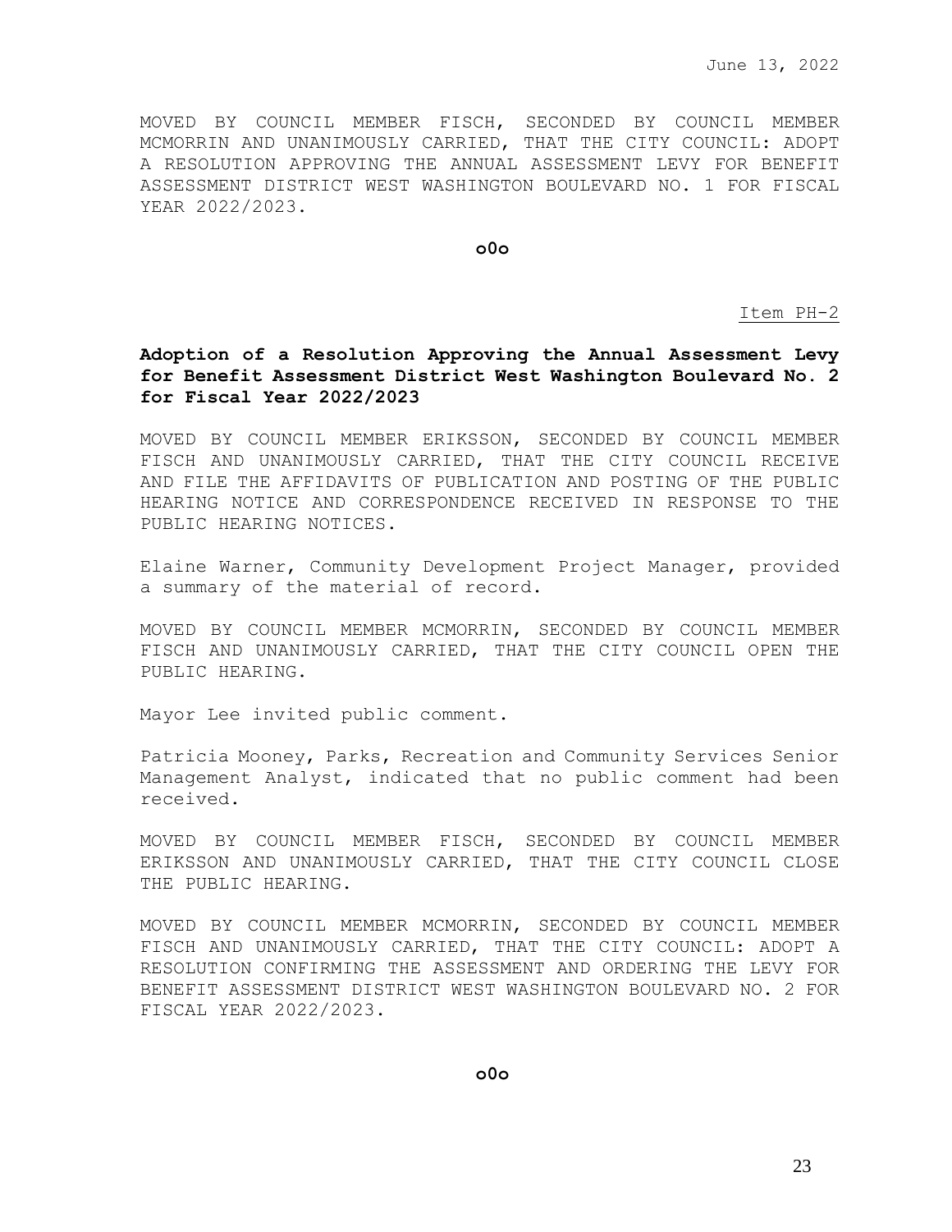MOVED BY COUNCIL MEMBER FISCH, SECONDED BY COUNCIL MEMBER MCMORRIN AND UNANIMOUSLY CARRIED, THAT THE CITY COUNCIL: ADOPT A RESOLUTION APPROVING THE ANNUAL ASSESSMENT LEVY FOR BENEFIT ASSESSMENT DISTRICT WEST WASHINGTON BOULEVARD NO. 1 FOR FISCAL YEAR 2022/2023.

**o0o**

Item PH-2

**Adoption of a Resolution Approving the Annual Assessment Levy for Benefit Assessment District West Washington Boulevard No. 2 for Fiscal Year 2022/2023**

MOVED BY COUNCIL MEMBER ERIKSSON, SECONDED BY COUNCIL MEMBER FISCH AND UNANIMOUSLY CARRIED, THAT THE CITY COUNCIL RECEIVE AND FILE THE AFFIDAVITS OF PUBLICATION AND POSTING OF THE PUBLIC HEARING NOTICE AND CORRESPONDENCE RECEIVED IN RESPONSE TO THE PUBLIC HEARING NOTICES.

Elaine Warner, Community Development Project Manager, provided a summary of the material of record.

MOVED BY COUNCIL MEMBER MCMORRIN, SECONDED BY COUNCIL MEMBER FISCH AND UNANIMOUSLY CARRIED, THAT THE CITY COUNCIL OPEN THE PUBLIC HEARING.

Mayor Lee invited public comment.

Patricia Mooney, Parks, Recreation and Community Services Senior Management Analyst, indicated that no public comment had been received.

MOVED BY COUNCIL MEMBER FISCH, SECONDED BY COUNCIL MEMBER ERIKSSON AND UNANIMOUSLY CARRIED, THAT THE CITY COUNCIL CLOSE THE PUBLIC HEARING.

MOVED BY COUNCIL MEMBER MCMORRIN, SECONDED BY COUNCIL MEMBER FISCH AND UNANIMOUSLY CARRIED, THAT THE CITY COUNCIL: ADOPT A RESOLUTION CONFIRMING THE ASSESSMENT AND ORDERING THE LEVY FOR BENEFIT ASSESSMENT DISTRICT WEST WASHINGTON BOULEVARD NO. 2 FOR FISCAL YEAR 2022/2023.

**o0o**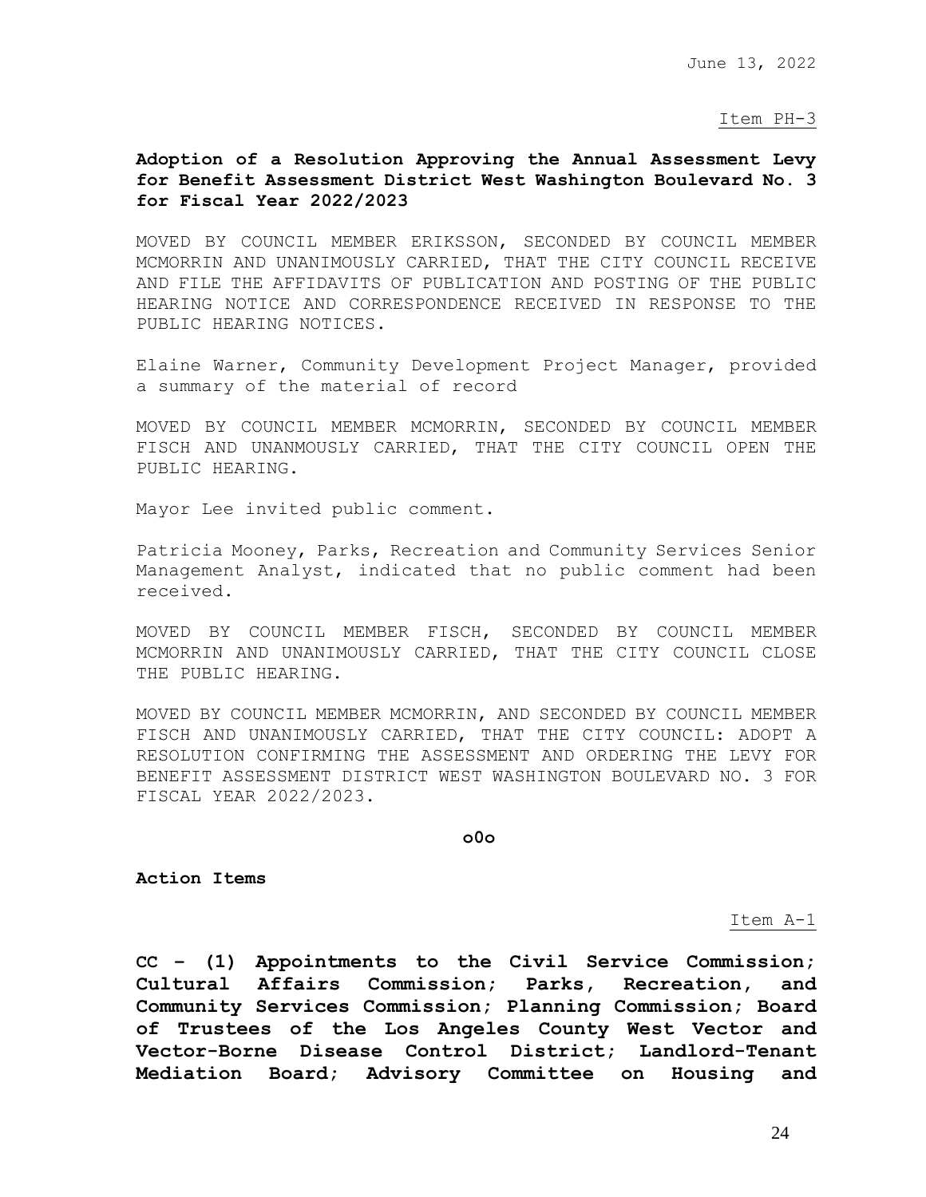June 13, 2022

Item PH-3

**Adoption of a Resolution Approving the Annual Assessment Levy for Benefit Assessment District West Washington Boulevard No. 3 for Fiscal Year 2022/2023**

MOVED BY COUNCIL MEMBER ERIKSSON, SECONDED BY COUNCIL MEMBER MCMORRIN AND UNANIMOUSLY CARRIED, THAT THE CITY COUNCIL RECEIVE AND FILE THE AFFIDAVITS OF PUBLICATION AND POSTING OF THE PUBLIC HEARING NOTICE AND CORRESPONDENCE RECEIVED IN RESPONSE TO THE PUBLIC HEARING NOTICES.

Elaine Warner, Community Development Project Manager, provided a summary of the material of record

MOVED BY COUNCIL MEMBER MCMORRIN, SECONDED BY COUNCIL MEMBER FISCH AND UNANMOUSLY CARRIED, THAT THE CITY COUNCIL OPEN THE PUBLIC HEARING.

Mayor Lee invited public comment.

Patricia Mooney, Parks, Recreation and Community Services Senior Management Analyst, indicated that no public comment had been received.

MOVED BY COUNCIL MEMBER FISCH, SECONDED BY COUNCIL MEMBER MCMORRIN AND UNANIMOUSLY CARRIED, THAT THE CITY COUNCIL CLOSE THE PUBLIC HEARING.

MOVED BY COUNCIL MEMBER MCMORRIN, AND SECONDED BY COUNCIL MEMBER FISCH AND UNANIMOUSLY CARRIED, THAT THE CITY COUNCIL: ADOPT A RESOLUTION CONFIRMING THE ASSESSMENT AND ORDERING THE LEVY FOR BENEFIT ASSESSMENT DISTRICT WEST WASHINGTON BOULEVARD NO. 3 FOR FISCAL YEAR 2022/2023.

**o0o**

**Action Items**

Item A-1

**CC - (1) Appointments to the Civil Service Commission; Cultural Affairs Commission; Parks, Recreation, and Community Services Commission; Planning Commission; Board of Trustees of the Los Angeles County West Vector and Vector-Borne Disease Control District; Landlord-Tenant Mediation Board; Advisory Committee on Housing and**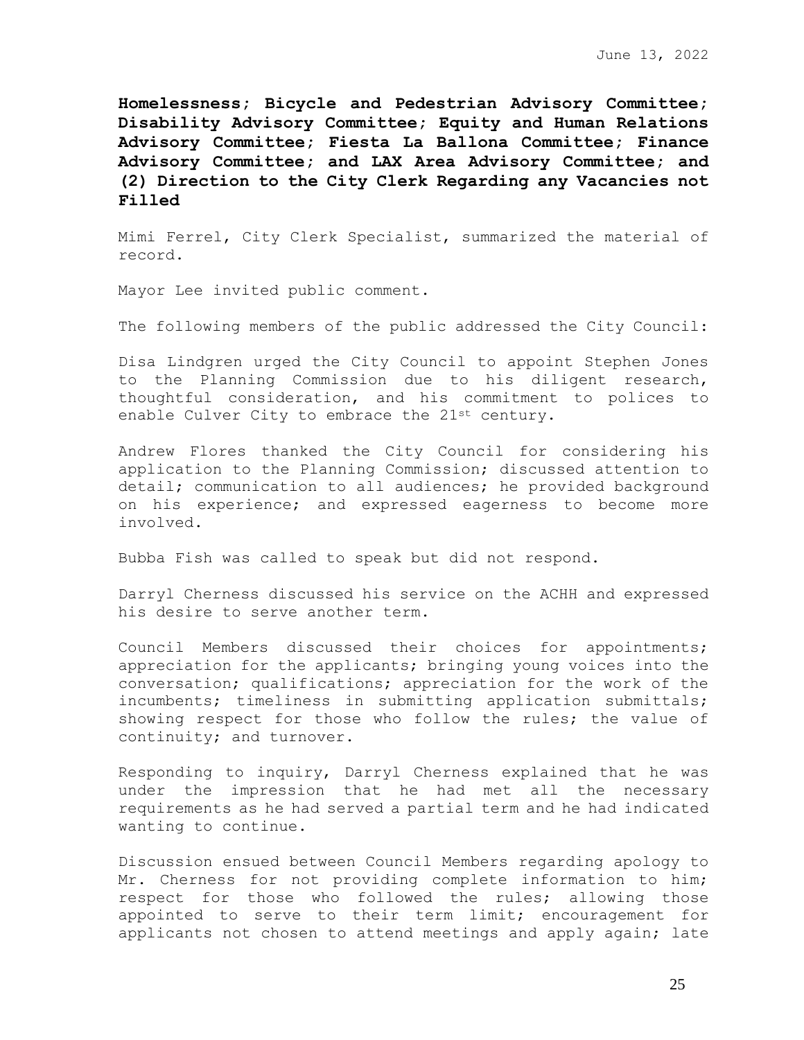**Homelessness; Bicycle and Pedestrian Advisory Committee; Disability Advisory Committee; Equity and Human Relations Advisory Committee; Fiesta La Ballona Committee; Finance Advisory Committee; and LAX Area Advisory Committee; and (2) Direction to the City Clerk Regarding any Vacancies not Filled**

Mimi Ferrel, City Clerk Specialist, summarized the material of record.

Mayor Lee invited public comment.

The following members of the public addressed the City Council:

Disa Lindgren urged the City Council to appoint Stephen Jones to the Planning Commission due to his diligent research, thoughtful consideration, and his commitment to polices to enable Culver City to embrace the 21st century.

Andrew Flores thanked the City Council for considering his application to the Planning Commission; discussed attention to detail; communication to all audiences; he provided background on his experience; and expressed eagerness to become more involved.

Bubba Fish was called to speak but did not respond.

Darryl Cherness discussed his service on the ACHH and expressed his desire to serve another term.

Council Members discussed their choices for appointments; appreciation for the applicants; bringing young voices into the conversation; qualifications; appreciation for the work of the incumbents; timeliness in submitting application submittals; showing respect for those who follow the rules; the value of continuity; and turnover.

Responding to inquiry, Darryl Cherness explained that he was under the impression that he had met all the necessary requirements as he had served a partial term and he had indicated wanting to continue.

Discussion ensued between Council Members regarding apology to Mr. Cherness for not providing complete information to him; respect for those who followed the rules; allowing those appointed to serve to their term limit; encouragement for applicants not chosen to attend meetings and apply again; late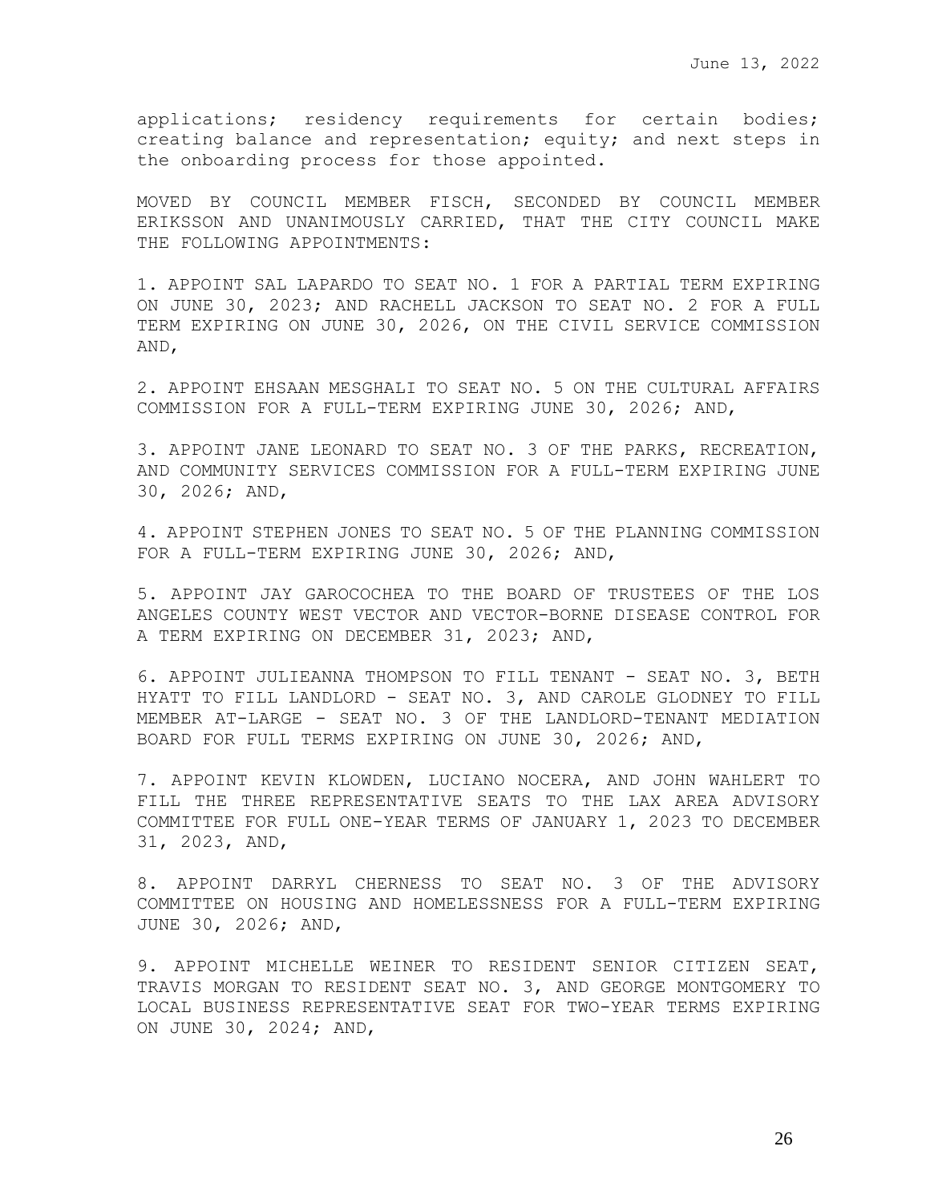applications; residency requirements for certain bodies; creating balance and representation; equity; and next steps in the onboarding process for those appointed.

MOVED BY COUNCIL MEMBER FISCH, SECONDED BY COUNCIL MEMBER ERIKSSON AND UNANIMOUSLY CARRIED, THAT THE CITY COUNCIL MAKE THE FOLLOWING APPOINTMENTS:

1. APPOINT SAL LAPARDO TO SEAT NO. 1 FOR A PARTIAL TERM EXPIRING ON JUNE 30, 2023; AND RACHELL JACKSON TO SEAT NO. 2 FOR A FULL TERM EXPIRING ON JUNE 30, 2026, ON THE CIVIL SERVICE COMMISSION AND,

2. APPOINT EHSAAN MESGHALI TO SEAT NO. 5 ON THE CULTURAL AFFAIRS COMMISSION FOR A FULL-TERM EXPIRING JUNE 30, 2026; AND,

3. APPOINT JANE LEONARD TO SEAT NO. 3 OF THE PARKS, RECREATION, AND COMMUNITY SERVICES COMMISSION FOR A FULL-TERM EXPIRING JUNE 30, 2026; AND,

4. APPOINT STEPHEN JONES TO SEAT NO. 5 OF THE PLANNING COMMISSION FOR A FULL-TERM EXPIRING JUNE 30, 2026; AND,

5. APPOINT JAY GAROCOCHEA TO THE BOARD OF TRUSTEES OF THE LOS ANGELES COUNTY WEST VECTOR AND VECTOR-BORNE DISEASE CONTROL FOR A TERM EXPIRING ON DECEMBER 31, 2023; AND,

6. APPOINT JULIEANNA THOMPSON TO FILL TENANT - SEAT NO. 3, BETH HYATT TO FILL LANDLORD - SEAT NO. 3, AND CAROLE GLODNEY TO FILL MEMBER AT-LARGE - SEAT NO. 3 OF THE LANDLORD-TENANT MEDIATION BOARD FOR FULL TERMS EXPIRING ON JUNE 30, 2026; AND,

7. APPOINT KEVIN KLOWDEN, LUCIANO NOCERA, AND JOHN WAHLERT TO FILL THE THREE REPRESENTATIVE SEATS TO THE LAX AREA ADVISORY COMMITTEE FOR FULL ONE-YEAR TERMS OF JANUARY 1, 2023 TO DECEMBER 31, 2023, AND,

8. APPOINT DARRYL CHERNESS TO SEAT NO. 3 OF THE ADVISORY COMMITTEE ON HOUSING AND HOMELESSNESS FOR A FULL-TERM EXPIRING JUNE 30, 2026; AND,

9. APPOINT MICHELLE WEINER TO RESIDENT SENIOR CITIZEN SEAT, TRAVIS MORGAN TO RESIDENT SEAT NO. 3, AND GEORGE MONTGOMERY TO LOCAL BUSINESS REPRESENTATIVE SEAT FOR TWO-YEAR TERMS EXPIRING ON JUNE 30, 2024; AND,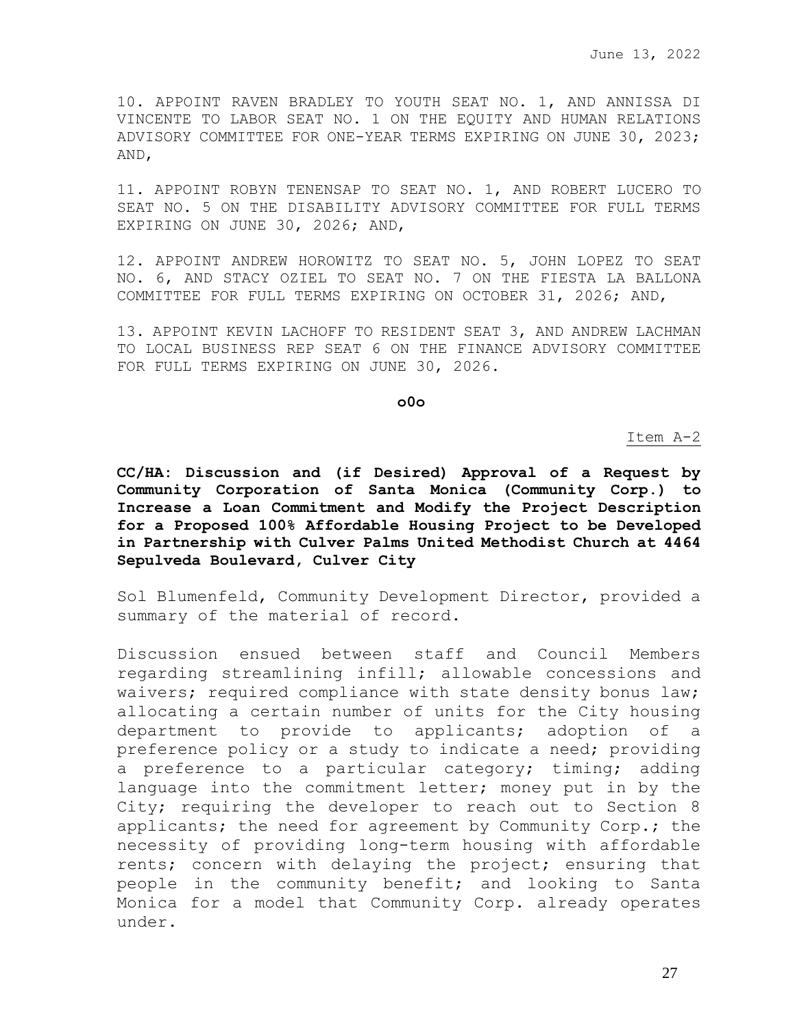10. APPOINT RAVEN BRADLEY TO YOUTH SEAT NO. 1, AND ANNISSA DI VINCENTE TO LABOR SEAT NO. 1 ON THE EQUITY AND HUMAN RELATIONS ADVISORY COMMITTEE FOR ONE-YEAR TERMS EXPIRING ON JUNE 30, 2023; AND,

11. APPOINT ROBYN TENENSAP TO SEAT NO. 1, AND ROBERT LUCERO TO SEAT NO. 5 ON THE DISABILITY ADVISORY COMMITTEE FOR FULL TERMS EXPIRING ON JUNE 30, 2026; AND,

12. APPOINT ANDREW HOROWITZ TO SEAT NO. 5, JOHN LOPEZ TO SEAT NO. 6, AND STACY OZIEL TO SEAT NO. 7 ON THE FIESTA LA BALLONA COMMITTEE FOR FULL TERMS EXPIRING ON OCTOBER 31, 2026; AND,

13. APPOINT KEVIN LACHOFF TO RESIDENT SEAT 3, AND ANDREW LACHMAN TO LOCAL BUSINESS REP SEAT 6 ON THE FINANCE ADVISORY COMMITTEE FOR FULL TERMS EXPIRING ON JUNE 30, 2026.

**o0o**

Item A-2

**CC/HA: Discussion and (if Desired) Approval of a Request by Community Corporation of Santa Monica (Community Corp.) to Increase a Loan Commitment and Modify the Project Description for a Proposed 100% Affordable Housing Project to be Developed in Partnership with Culver Palms United Methodist Church at 4464 Sepulveda Boulevard, Culver City**

Sol Blumenfeld, Community Development Director, provided a summary of the material of record.

Discussion ensued between staff and Council Members regarding streamlining infill; allowable concessions and waivers; required compliance with state density bonus law; allocating a certain number of units for the City housing department to provide to applicants; adoption of a preference policy or a study to indicate a need; providing a preference to a particular category; timing; adding language into the commitment letter; money put in by the City; requiring the developer to reach out to Section 8 applicants; the need for agreement by Community Corp.; the necessity of providing long-term housing with affordable rents; concern with delaying the project; ensuring that people in the community benefit; and looking to Santa Monica for a model that Community Corp. already operates under.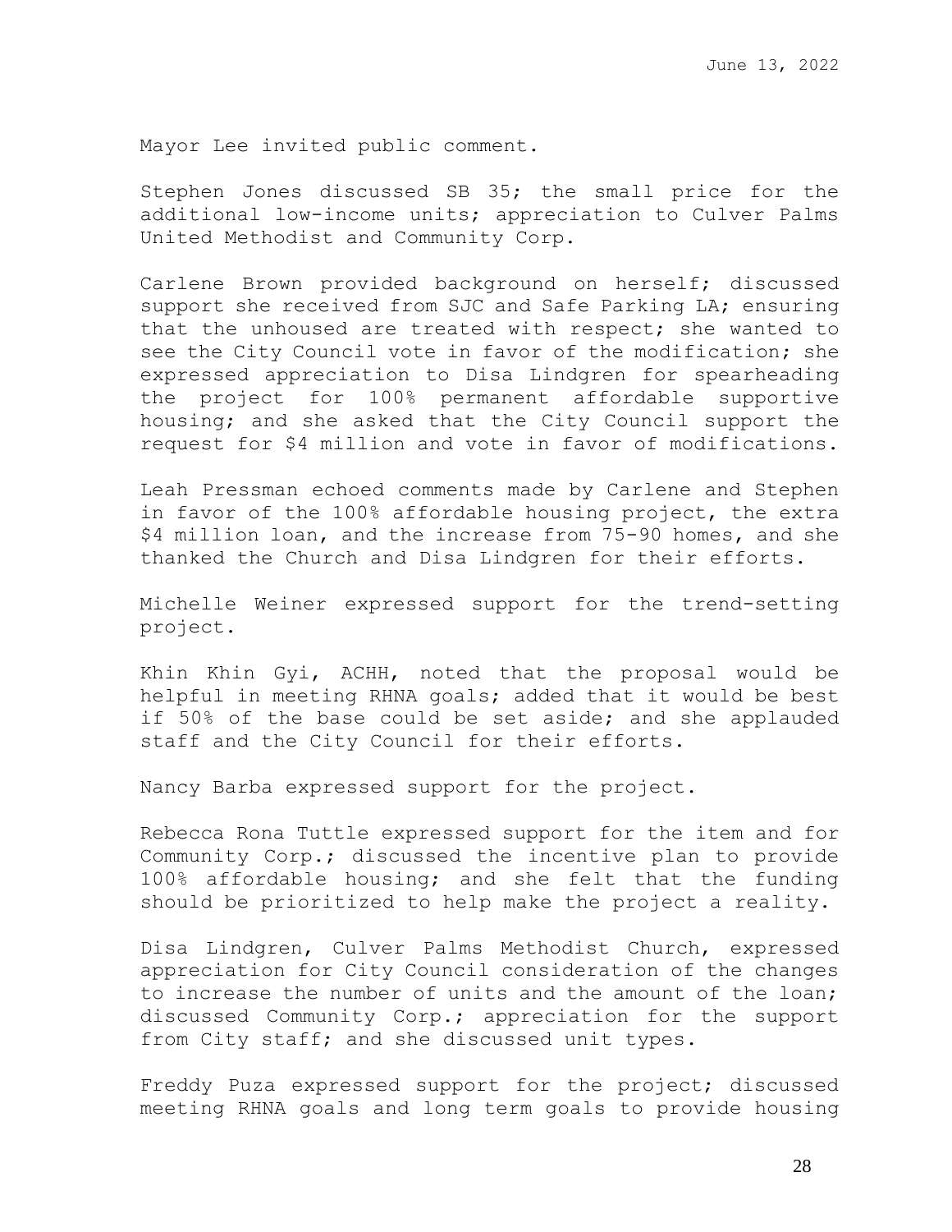Mayor Lee invited public comment.

Stephen Jones discussed SB 35; the small price for the additional low-income units; appreciation to Culver Palms United Methodist and Community Corp.

Carlene Brown provided background on herself; discussed support she received from SJC and Safe Parking LA; ensuring that the unhoused are treated with respect; she wanted to see the City Council vote in favor of the modification; she expressed appreciation to Disa Lindgren for spearheading the project for 100% permanent affordable supportive housing; and she asked that the City Council support the request for $4 million and vote in favor of modifications.

Leah Pressman echoed comments made by Carlene and Stephen in favor of the 100% affordable housing project, the extra $4 million loan, and the increase from 75-90 homes, and she thanked the Church and Disa Lindgren for their efforts.

Michelle Weiner expressed support for the trend-setting project.

Khin Khin Gyi, ACHH, noted that the proposal would be helpful in meeting RHNA goals; added that it would be best if 50% of the base could be set aside; and she applauded staff and the City Council for their efforts.

Nancy Barba expressed support for the project.

Rebecca Rona Tuttle expressed support for the item and for Community Corp.; discussed the incentive plan to provide 100% affordable housing; and she felt that the funding should be prioritized to help make the project a reality.

Disa Lindgren, Culver Palms Methodist Church, expressed appreciation for City Council consideration of the changes to increase the number of units and the amount of the loan; discussed Community Corp.; appreciation for the support from City staff; and she discussed unit types.

Freddy Puza expressed support for the project; discussed meeting RHNA goals and long term goals to provide housing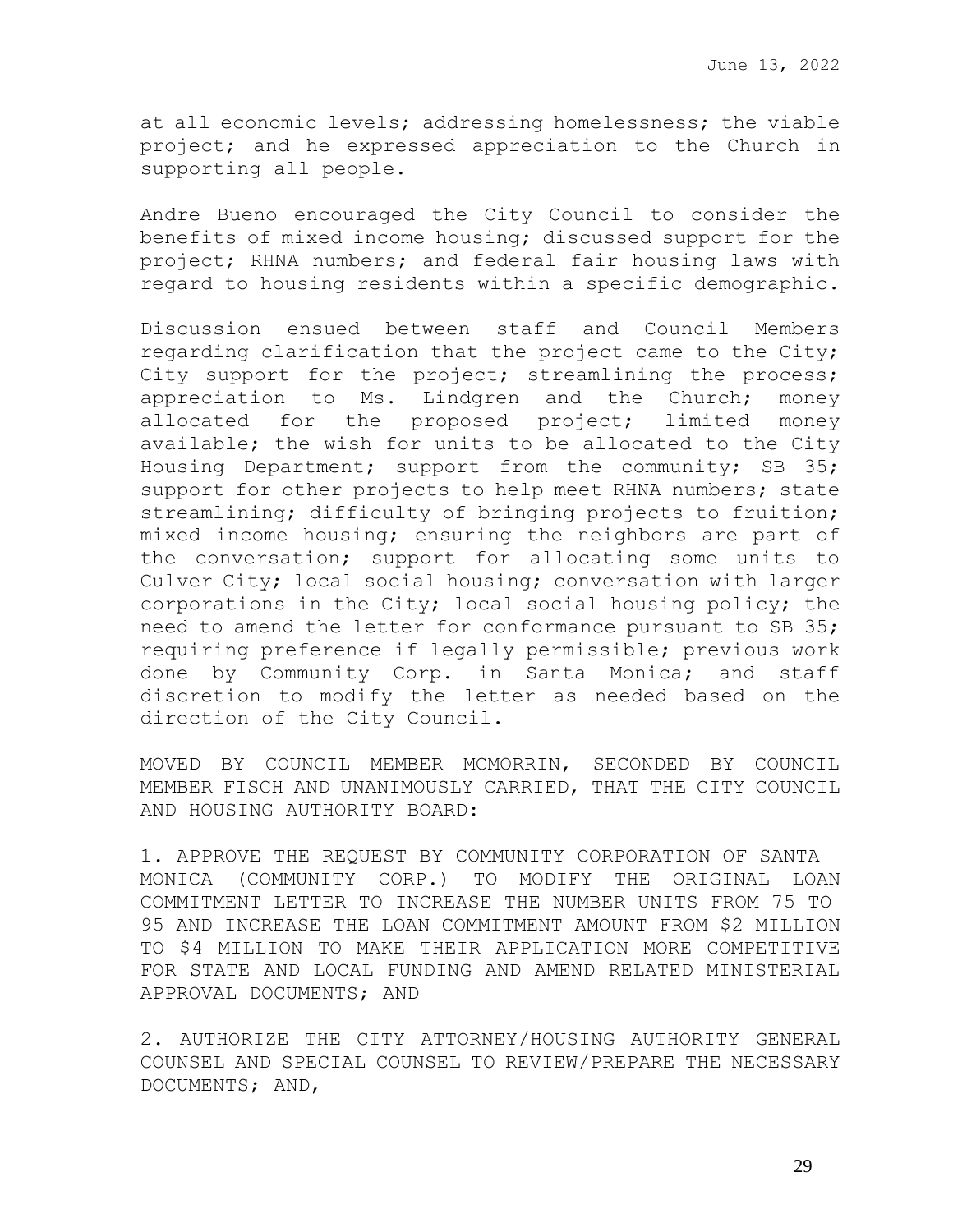at all economic levels; addressing homelessness; the viable project; and he expressed appreciation to the Church in supporting all people.

Andre Bueno encouraged the City Council to consider the benefits of mixed income housing; discussed support for the project; RHNA numbers; and federal fair housing laws with regard to housing residents within a specific demographic.

Discussion ensued between staff and Council Members regarding clarification that the project came to the City; City support for the project; streamlining the process; appreciation to Ms. Lindgren and the Church; money allocated for the proposed project; limited money available; the wish for units to be allocated to the City Housing Department; support from the community; SB 35; support for other projects to help meet RHNA numbers; state streamlining; difficulty of bringing projects to fruition; mixed income housing; ensuring the neighbors are part of the conversation; support for allocating some units to Culver City; local social housing; conversation with larger corporations in the City; local social housing policy; the need to amend the letter for conformance pursuant to SB 35; requiring preference if legally permissible; previous work done by Community Corp. in Santa Monica; and staff discretion to modify the letter as needed based on the direction of the City Council.

MOVED BY COUNCIL MEMBER MCMORRIN, SECONDED BY COUNCIL MEMBER FISCH AND UNANIMOUSLY CARRIED, THAT THE CITY COUNCIL AND HOUSING AUTHORITY BOARD:

1. APPROVE THE REQUEST BY COMMUNITY CORPORATION OF SANTA MONICA (COMMUNITY CORP.) TO MODIFY THE ORIGINAL LOAN COMMITMENT LETTER TO INCREASE THE NUMBER UNITS FROM 75 TO 95 AND INCREASE THE LOAN COMMITMENT AMOUNT FROM $2 MILLION TO $4 MILLION TO MAKE THEIR APPLICATION MORE COMPETITIVE FOR STATE AND LOCAL FUNDING AND AMEND RELATED MINISTERIAL APPROVAL DOCUMENTS; AND

2. AUTHORIZE THE CITY ATTORNEY/HOUSING AUTHORITY GENERAL COUNSEL AND SPECIAL COUNSEL TO REVIEW/PREPARE THE NECESSARY DOCUMENTS; AND,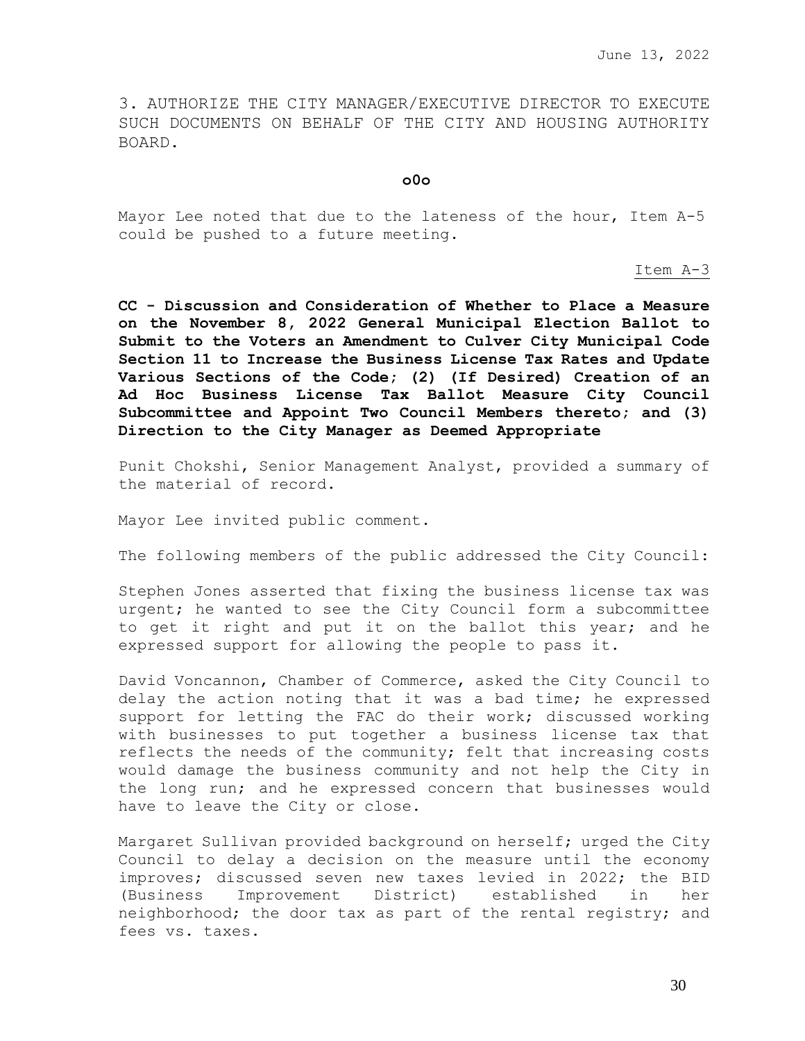3. AUTHORIZE THE CITY MANAGER/EXECUTIVE DIRECTOR TO EXECUTE SUCH DOCUMENTS ON BEHALF OF THE CITY AND HOUSING AUTHORITY BOARD.

**o0o**

Mayor Lee noted that due to the lateness of the hour, Item A-5 could be pushed to a future meeting.

Item A-3

**CC - Discussion and Consideration of Whether to Place a Measure on the November 8, 2022 General Municipal Election Ballot to Submit to the Voters an Amendment to Culver City Municipal Code Section 11 to Increase the Business License Tax Rates and Update Various Sections of the Code; (2) (If Desired) Creation of an Ad Hoc Business License Tax Ballot Measure City Council Subcommittee and Appoint Two Council Members thereto; and (3) Direction to the City Manager as Deemed Appropriate**

Punit Chokshi, Senior Management Analyst, provided a summary of the material of record.

Mayor Lee invited public comment.

The following members of the public addressed the City Council:

Stephen Jones asserted that fixing the business license tax was urgent; he wanted to see the City Council form a subcommittee to get it right and put it on the ballot this year; and he expressed support for allowing the people to pass it.

David Voncannon, Chamber of Commerce, asked the City Council to delay the action noting that it was a bad time; he expressed support for letting the FAC do their work; discussed working with businesses to put together a business license tax that reflects the needs of the community; felt that increasing costs would damage the business community and not help the City in the long run; and he expressed concern that businesses would have to leave the City or close.

Margaret Sullivan provided background on herself; urged the City Council to delay a decision on the measure until the economy improves; discussed seven new taxes levied in 2022; the BID (Business Improvement District) established in her neighborhood; the door tax as part of the rental registry; and fees vs. taxes.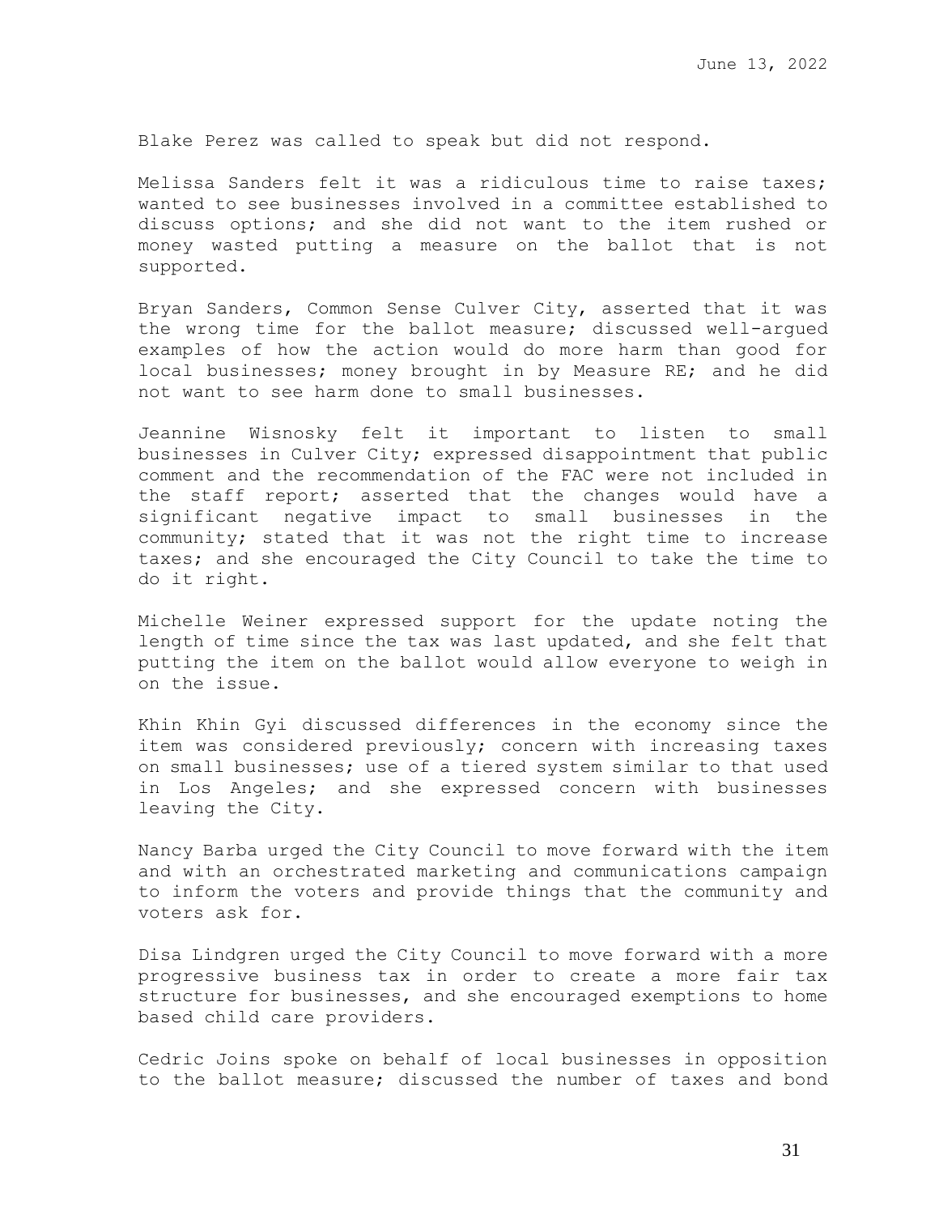Blake Perez was called to speak but did not respond.

Melissa Sanders felt it was a ridiculous time to raise taxes; wanted to see businesses involved in a committee established to discuss options; and she did not want to the item rushed or money wasted putting a measure on the ballot that is not supported.

Bryan Sanders, Common Sense Culver City, asserted that it was the wrong time for the ballot measure; discussed well-argued examples of how the action would do more harm than good for local businesses; money brought in by Measure RE; and he did not want to see harm done to small businesses.

Jeannine Wisnosky felt it important to listen to small businesses in Culver City; expressed disappointment that public comment and the recommendation of the FAC were not included in the staff report; asserted that the changes would have a significant negative impact to small businesses in the community; stated that it was not the right time to increase taxes; and she encouraged the City Council to take the time to do it right.

Michelle Weiner expressed support for the update noting the length of time since the tax was last updated, and she felt that putting the item on the ballot would allow everyone to weigh in on the issue.

Khin Khin Gyi discussed differences in the economy since the item was considered previously; concern with increasing taxes on small businesses; use of a tiered system similar to that used in Los Angeles; and she expressed concern with businesses leaving the City.

Nancy Barba urged the City Council to move forward with the item and with an orchestrated marketing and communications campaign to inform the voters and provide things that the community and voters ask for.

Disa Lindgren urged the City Council to move forward with a more progressive business tax in order to create a more fair tax structure for businesses, and she encouraged exemptions to home based child care providers.

Cedric Joins spoke on behalf of local businesses in opposition to the ballot measure; discussed the number of taxes and bond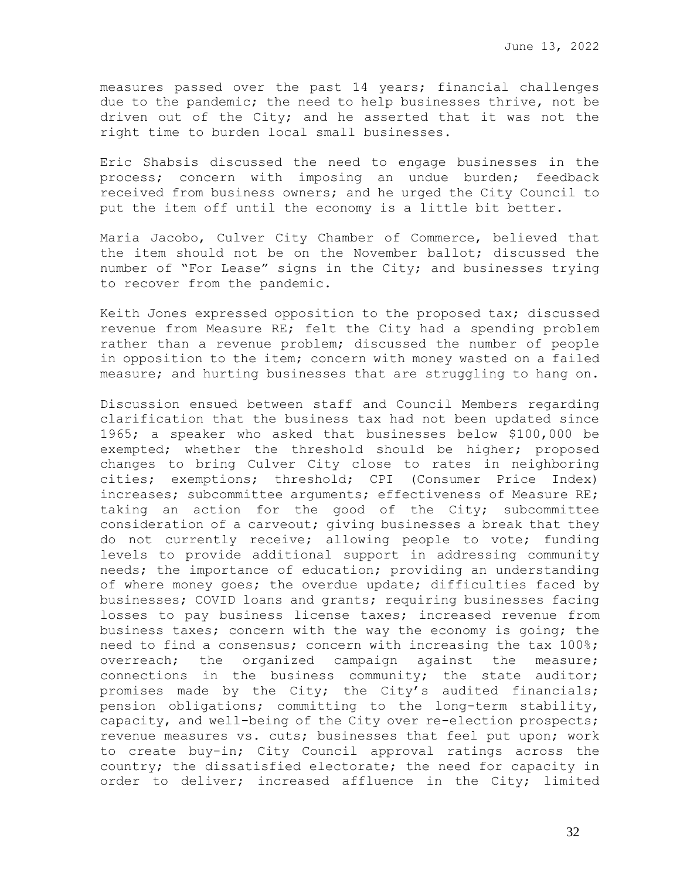measures passed over the past 14 years; financial challenges due to the pandemic; the need to help businesses thrive, not be driven out of the City; and he asserted that it was not the right time to burden local small businesses.

Eric Shabsis discussed the need to engage businesses in the process; concern with imposing an undue burden; feedback received from business owners; and he urged the City Council to put the item off until the economy is a little bit better.

Maria Jacobo, Culver City Chamber of Commerce, believed that the item should not be on the November ballot; discussed the number of "For Lease" signs in the City; and businesses trying to recover from the pandemic.

Keith Jones expressed opposition to the proposed tax; discussed revenue from Measure RE; felt the City had a spending problem rather than a revenue problem; discussed the number of people in opposition to the item; concern with money wasted on a failed measure; and hurting businesses that are struggling to hang on.

Discussion ensued between staff and Council Members regarding clarification that the business tax had not been updated since 1965; a speaker who asked that businesses below $100,000 be exempted; whether the threshold should be higher; proposed changes to bring Culver City close to rates in neighboring cities; exemptions; threshold; CPI (Consumer Price Index) increases; subcommittee arguments; effectiveness of Measure RE; taking an action for the good of the City; subcommittee consideration of a carveout; giving businesses a break that they do not currently receive; allowing people to vote; funding levels to provide additional support in addressing community needs; the importance of education; providing an understanding of where money goes; the overdue update; difficulties faced by businesses; COVID loans and grants; requiring businesses facing losses to pay business license taxes; increased revenue from business taxes; concern with the way the economy is going; the need to find a consensus; concern with increasing the tax 100%; overreach; the organized campaign against the measure; connections in the business community; the state auditor; promises made by the City; the City's audited financials; pension obligations; committing to the long-term stability, capacity, and well-being of the City over re-election prospects; revenue measures vs. cuts; businesses that feel put upon; work to create buy-in; City Council approval ratings across the country; the dissatisfied electorate; the need for capacity in order to deliver; increased affluence in the City; limited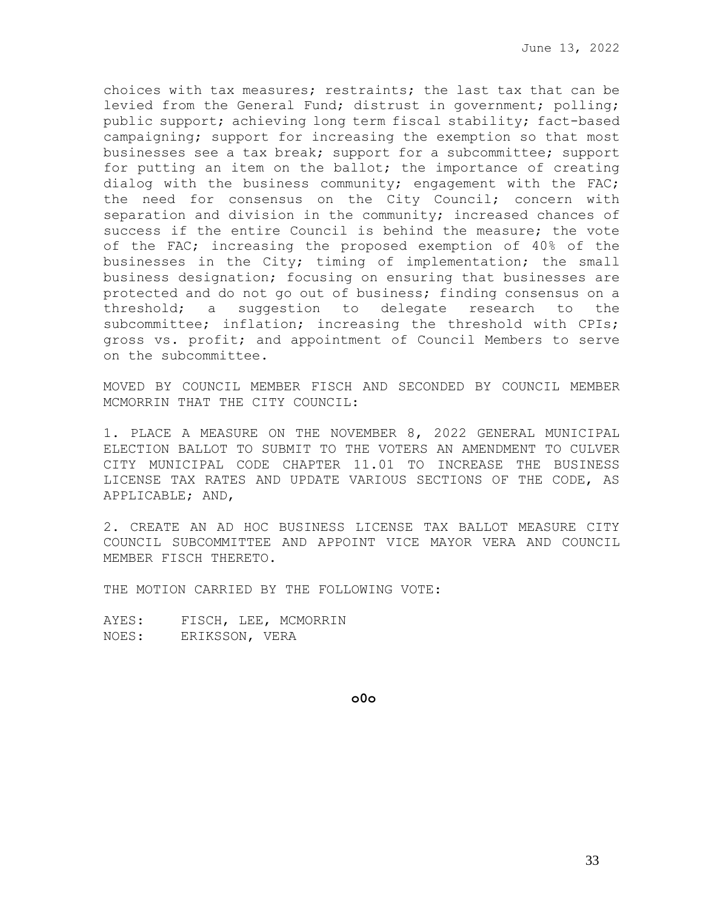choices with tax measures; restraints; the last tax that can be levied from the General Fund; distrust in government; polling; public support; achieving long term fiscal stability; fact-based campaigning; support for increasing the exemption so that most businesses see a tax break; support for a subcommittee; support for putting an item on the ballot; the importance of creating dialog with the business community; engagement with the FAC; the need for consensus on the City Council; concern with separation and division in the community; increased chances of success if the entire Council is behind the measure; the vote of the FAC; increasing the proposed exemption of 40% of the businesses in the City; timing of implementation; the small business designation; focusing on ensuring that businesses are protected and do not go out of business; finding consensus on a threshold; a suggestion to delegate research to the subcommittee; inflation; increasing the threshold with CPIs; gross vs. profit; and appointment of Council Members to serve on the subcommittee.

MOVED BY COUNCIL MEMBER FISCH AND SECONDED BY COUNCIL MEMBER MCMORRIN THAT THE CITY COUNCIL:

1. PLACE A MEASURE ON THE NOVEMBER 8, 2022 GENERAL MUNICIPAL ELECTION BALLOT TO SUBMIT TO THE VOTERS AN AMENDMENT TO CULVER CITY MUNICIPAL CODE CHAPTER 11.01 TO INCREASE THE BUSINESS LICENSE TAX RATES AND UPDATE VARIOUS SECTIONS OF THE CODE, AS APPLICABLE; AND,

2. CREATE AN AD HOC BUSINESS LICENSE TAX BALLOT MEASURE CITY COUNCIL SUBCOMMITTEE AND APPOINT VICE MAYOR VERA AND COUNCIL MEMBER FISCH THERETO.

THE MOTION CARRIED BY THE FOLLOWING VOTE:

AYES: FISCH, LEE, MCMORRIN
NOES: ERIKSSON, VERA

**o0o**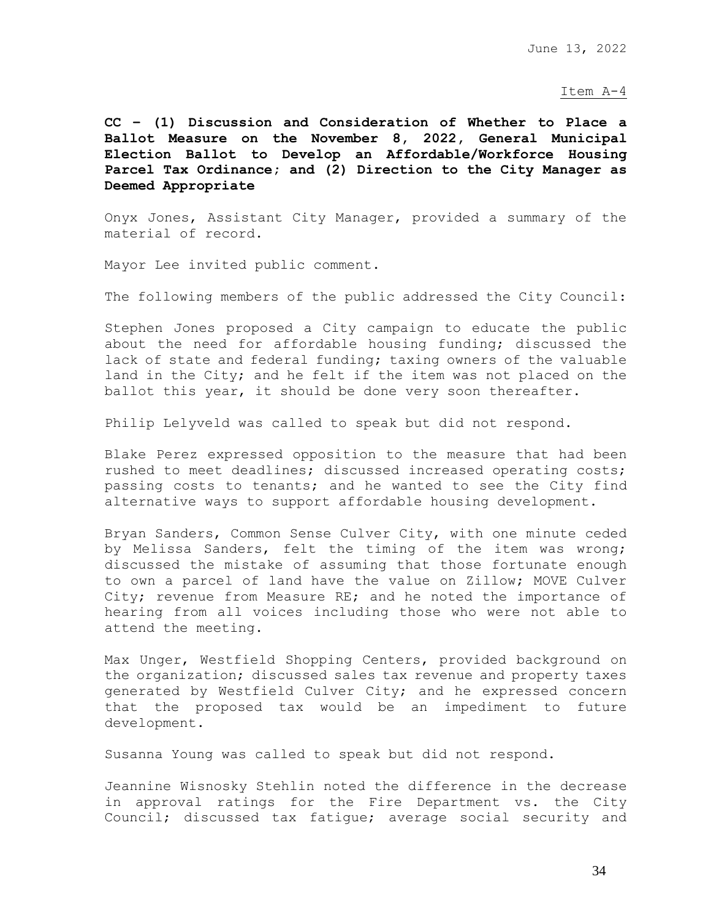June 13, 2022

Item A-4

**CC – (1) Discussion and Consideration of Whether to Place a Ballot Measure on the November 8, 2022, General Municipal Election Ballot to Develop an Affordable/Workforce Housing Parcel Tax Ordinance; and (2) Direction to the City Manager as Deemed Appropriate**

Onyx Jones, Assistant City Manager, provided a summary of the material of record.

Mayor Lee invited public comment.

The following members of the public addressed the City Council:

Stephen Jones proposed a City campaign to educate the public about the need for affordable housing funding; discussed the lack of state and federal funding; taxing owners of the valuable land in the City; and he felt if the item was not placed on the ballot this year, it should be done very soon thereafter.

Philip Lelyveld was called to speak but did not respond.

Blake Perez expressed opposition to the measure that had been rushed to meet deadlines; discussed increased operating costs; passing costs to tenants; and he wanted to see the City find alternative ways to support affordable housing development.

Bryan Sanders, Common Sense Culver City, with one minute ceded by Melissa Sanders, felt the timing of the item was wrong; discussed the mistake of assuming that those fortunate enough to own a parcel of land have the value on Zillow; MOVE Culver City; revenue from Measure RE; and he noted the importance of hearing from all voices including those who were not able to attend the meeting.

Max Unger, Westfield Shopping Centers, provided background on the organization; discussed sales tax revenue and property taxes generated by Westfield Culver City; and he expressed concern that the proposed tax would be an impediment to future development.

Susanna Young was called to speak but did not respond.

Jeannine Wisnosky Stehlin noted the difference in the decrease in approval ratings for the Fire Department vs. the City Council; discussed tax fatigue; average social security and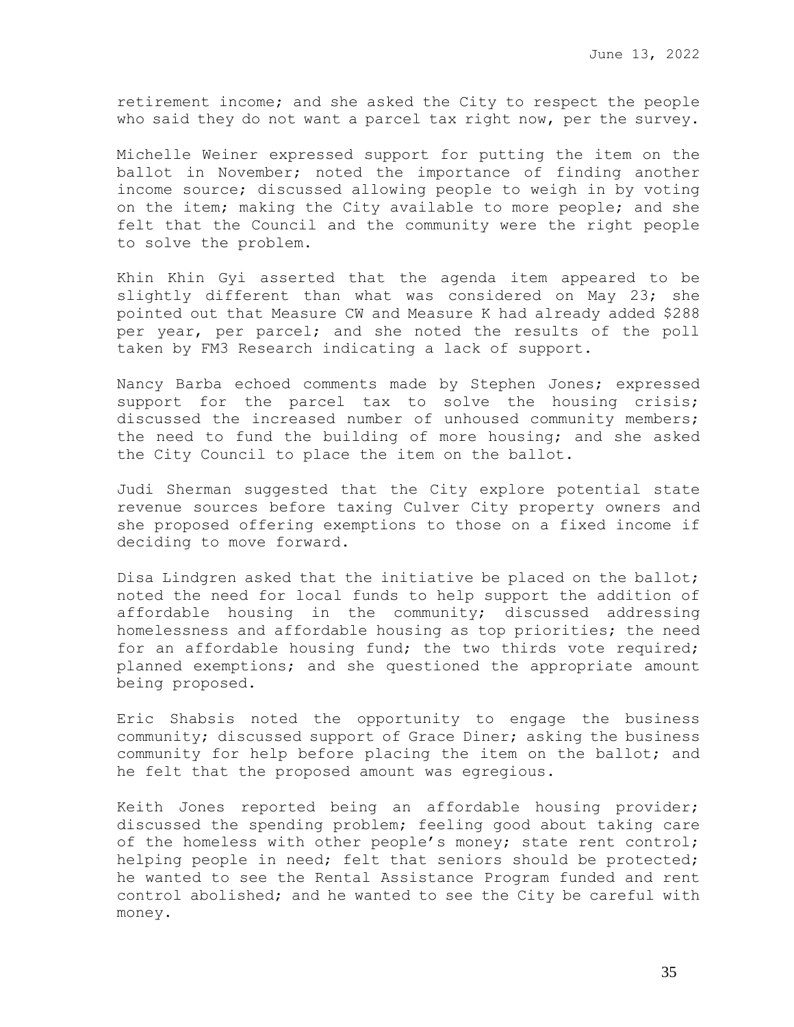retirement income; and she asked the City to respect the people who said they do not want a parcel tax right now, per the survey.

Michelle Weiner expressed support for putting the item on the ballot in November; noted the importance of finding another income source; discussed allowing people to weigh in by voting on the item; making the City available to more people; and she felt that the Council and the community were the right people to solve the problem.

Khin Khin Gyi asserted that the agenda item appeared to be slightly different than what was considered on May 23; she pointed out that Measure CW and Measure K had already added $288 per year, per parcel; and she noted the results of the poll taken by FM3 Research indicating a lack of support.

Nancy Barba echoed comments made by Stephen Jones; expressed support for the parcel tax to solve the housing crisis; discussed the increased number of unhoused community members; the need to fund the building of more housing; and she asked the City Council to place the item on the ballot.

Judi Sherman suggested that the City explore potential state revenue sources before taxing Culver City property owners and she proposed offering exemptions to those on a fixed income if deciding to move forward.

Disa Lindgren asked that the initiative be placed on the ballot; noted the need for local funds to help support the addition of affordable housing in the community; discussed addressing homelessness and affordable housing as top priorities; the need for an affordable housing fund; the two thirds vote required; planned exemptions; and she questioned the appropriate amount being proposed.

Eric Shabsis noted the opportunity to engage the business community; discussed support of Grace Diner; asking the business community for help before placing the item on the ballot; and he felt that the proposed amount was egregious.

Keith Jones reported being an affordable housing provider; discussed the spending problem; feeling good about taking care of the homeless with other people's money; state rent control; helping people in need; felt that seniors should be protected; he wanted to see the Rental Assistance Program funded and rent control abolished; and he wanted to see the City be careful with money.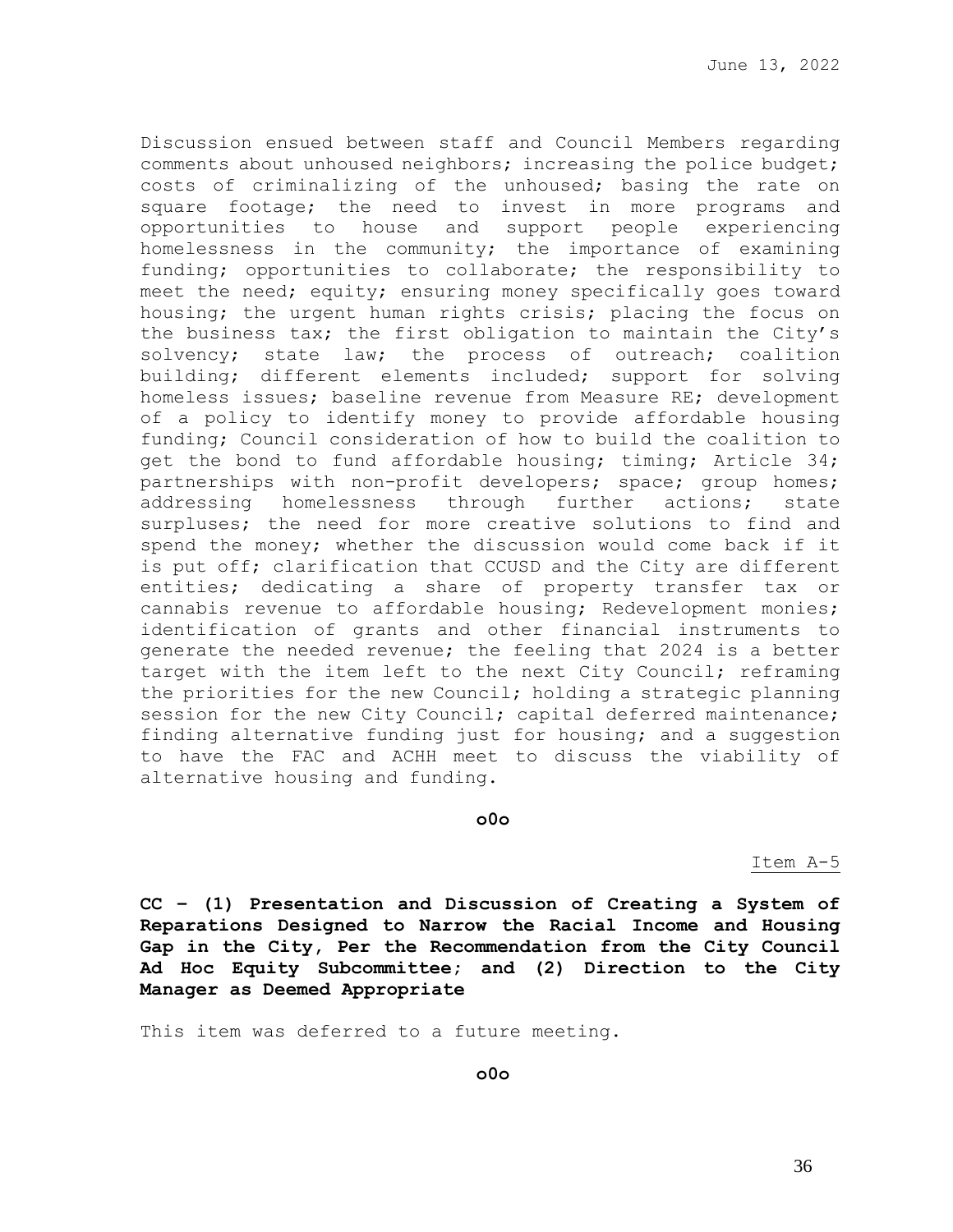Discussion ensued between staff and Council Members regarding comments about unhoused neighbors; increasing the police budget; costs of criminalizing of the unhoused; basing the rate on square footage; the need to invest in more programs and opportunities to house and support people experiencing homelessness in the community; the importance of examining funding; opportunities to collaborate; the responsibility to meet the need; equity; ensuring money specifically goes toward housing; the urgent human rights crisis; placing the focus on the business tax; the first obligation to maintain the City's solvency; state law; the process of outreach; coalition building; different elements included; support for solving homeless issues; baseline revenue from Measure RE; development of a policy to identify money to provide affordable housing funding; Council consideration of how to build the coalition to get the bond to fund affordable housing; timing; Article 34; partnerships with non-profit developers; space; group homes; addressing homelessness through further actions; state surpluses; the need for more creative solutions to find and spend the money; whether the discussion would come back if it is put off; clarification that CCUSD and the City are different entities; dedicating a share of property transfer tax or cannabis revenue to affordable housing; Redevelopment monies; identification of grants and other financial instruments to generate the needed revenue; the feeling that 2024 is a better target with the item left to the next City Council; reframing the priorities for the new Council; holding a strategic planning session for the new City Council; capital deferred maintenance; finding alternative funding just for housing; and a suggestion to have the FAC and ACHH meet to discuss the viability of alternative housing and funding.

**o0o**

Item A-5

**CC – (1) Presentation and Discussion of Creating a System of Reparations Designed to Narrow the Racial Income and Housing Gap in the City, Per the Recommendation from the City Council Ad Hoc Equity Subcommittee; and (2) Direction to the City Manager as Deemed Appropriate**

This item was deferred to a future meeting.

**o0o**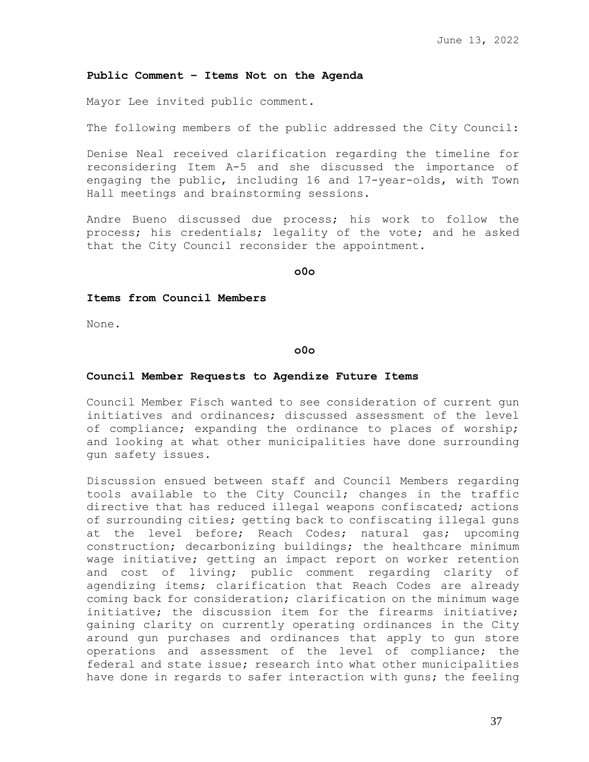**Public Comment – Items Not on the Agenda**

Mayor Lee invited public comment.

The following members of the public addressed the City Council:

Denise Neal received clarification regarding the timeline for reconsidering Item A-5 and she discussed the importance of engaging the public, including 16 and 17-year-olds, with Town Hall meetings and brainstorming sessions.

Andre Bueno discussed due process; his work to follow the process; his credentials; legality of the vote; and he asked that the City Council reconsider the appointment.

**o0o**

**Items from Council Members**

None.

**o0o**

**Council Member Requests to Agendize Future Items**

Council Member Fisch wanted to see consideration of current gun initiatives and ordinances; discussed assessment of the level of compliance; expanding the ordinance to places of worship; and looking at what other municipalities have done surrounding gun safety issues.

Discussion ensued between staff and Council Members regarding tools available to the City Council; changes in the traffic directive that has reduced illegal weapons confiscated; actions of surrounding cities; getting back to confiscating illegal guns at the level before; Reach Codes; natural gas; upcoming construction; decarbonizing buildings; the healthcare minimum wage initiative; getting an impact report on worker retention and cost of living; public comment regarding clarity of agendizing items; clarification that Reach Codes are already coming back for consideration; clarification on the minimum wage initiative; the discussion item for the firearms initiative; gaining clarity on currently operating ordinances in the City around gun purchases and ordinances that apply to gun store operations and assessment of the level of compliance; the federal and state issue; research into what other municipalities have done in regards to safer interaction with guns; the feeling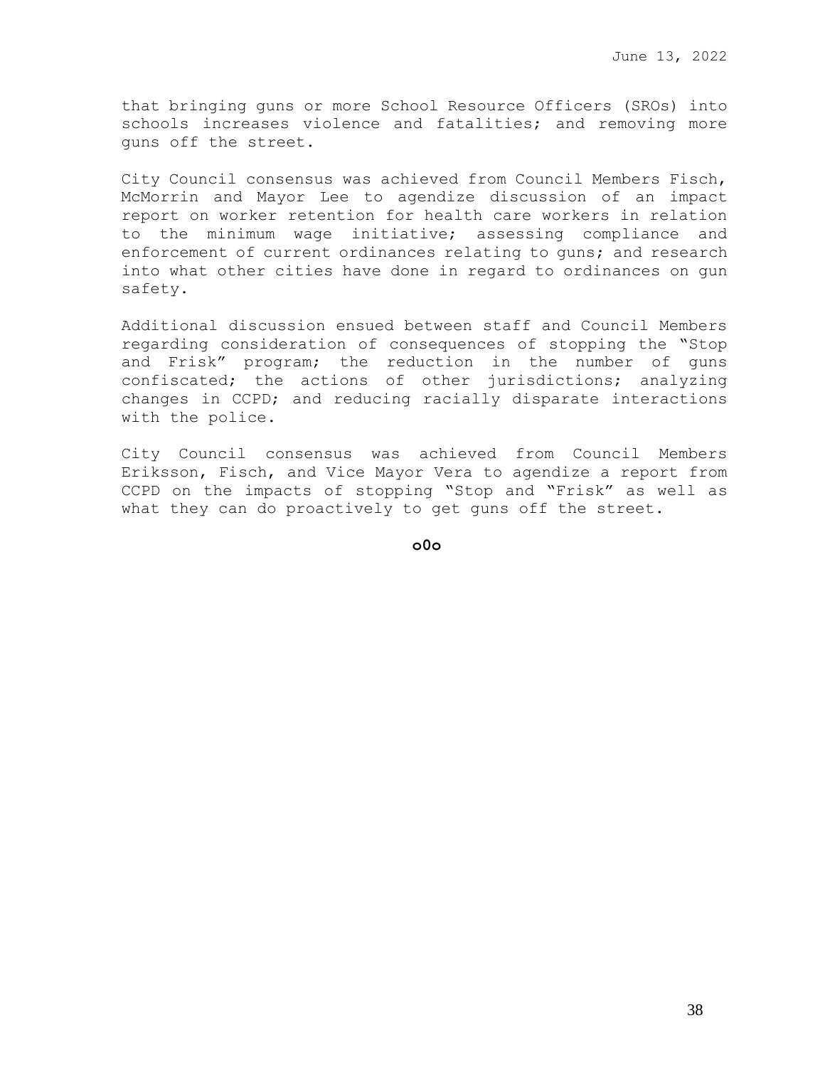that bringing guns or more School Resource Officers (SROs) into schools increases violence and fatalities; and removing more guns off the street.

City Council consensus was achieved from Council Members Fisch, McMorrin and Mayor Lee to agendize discussion of an impact report on worker retention for health care workers in relation to the minimum wage initiative; assessing compliance and enforcement of current ordinances relating to guns; and research into what other cities have done in regard to ordinances on gun safety.

Additional discussion ensued between staff and Council Members regarding consideration of consequences of stopping the "Stop and Frisk" program; the reduction in the number of guns confiscated; the actions of other jurisdictions; analyzing changes in CCPD; and reducing racially disparate interactions with the police.

City Council consensus was achieved from Council Members Eriksson, Fisch, and Vice Mayor Vera to agendize a report from CCPD on the impacts of stopping "Stop and "Frisk" as well as what they can do proactively to get guns off the street.

**o0o**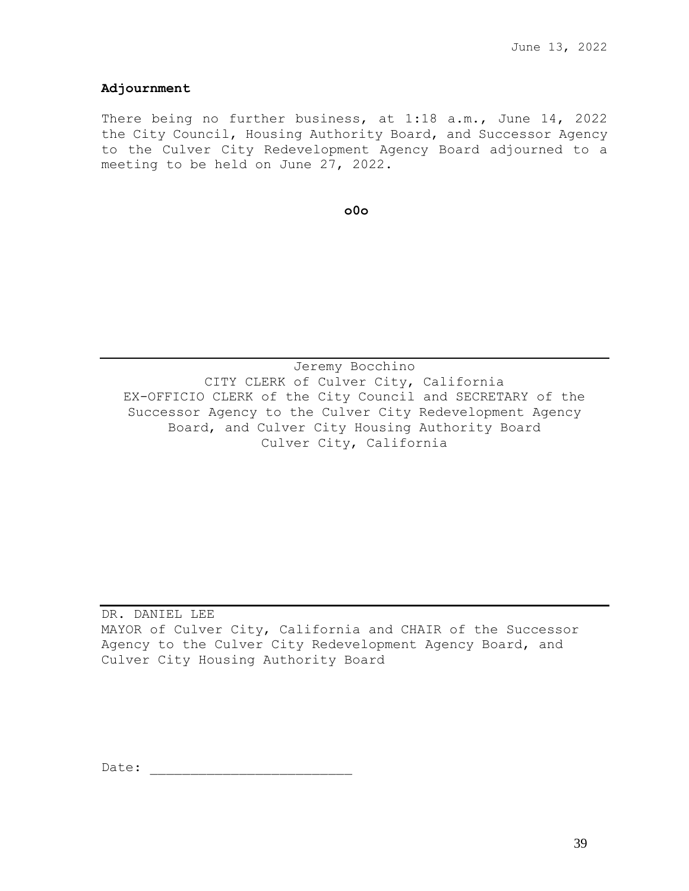**Adjournment**

There being no further business, at 1:18 a.m., June 14, 2022 the City Council, Housing Authority Board, and Successor Agency to the Culver City Redevelopment Agency Board adjourned to a meeting to be held on June 27, 2022.

**o0o**

---

Jeremy Bocchino
CITY CLERK of Culver City, California
EX-OFFICIO CLERK of the City Council and SECRETARY of the Successor Agency to the Culver City Redevelopment Agency Board, and Culver City Housing Authority Board
Culver City, California

---

DR. DANIEL LEE
MAYOR of Culver City, California and CHAIR of the Successor Agency to the Culver City Redevelopment Agency Board, and Culver City Housing Authority Board

Date: ________________________